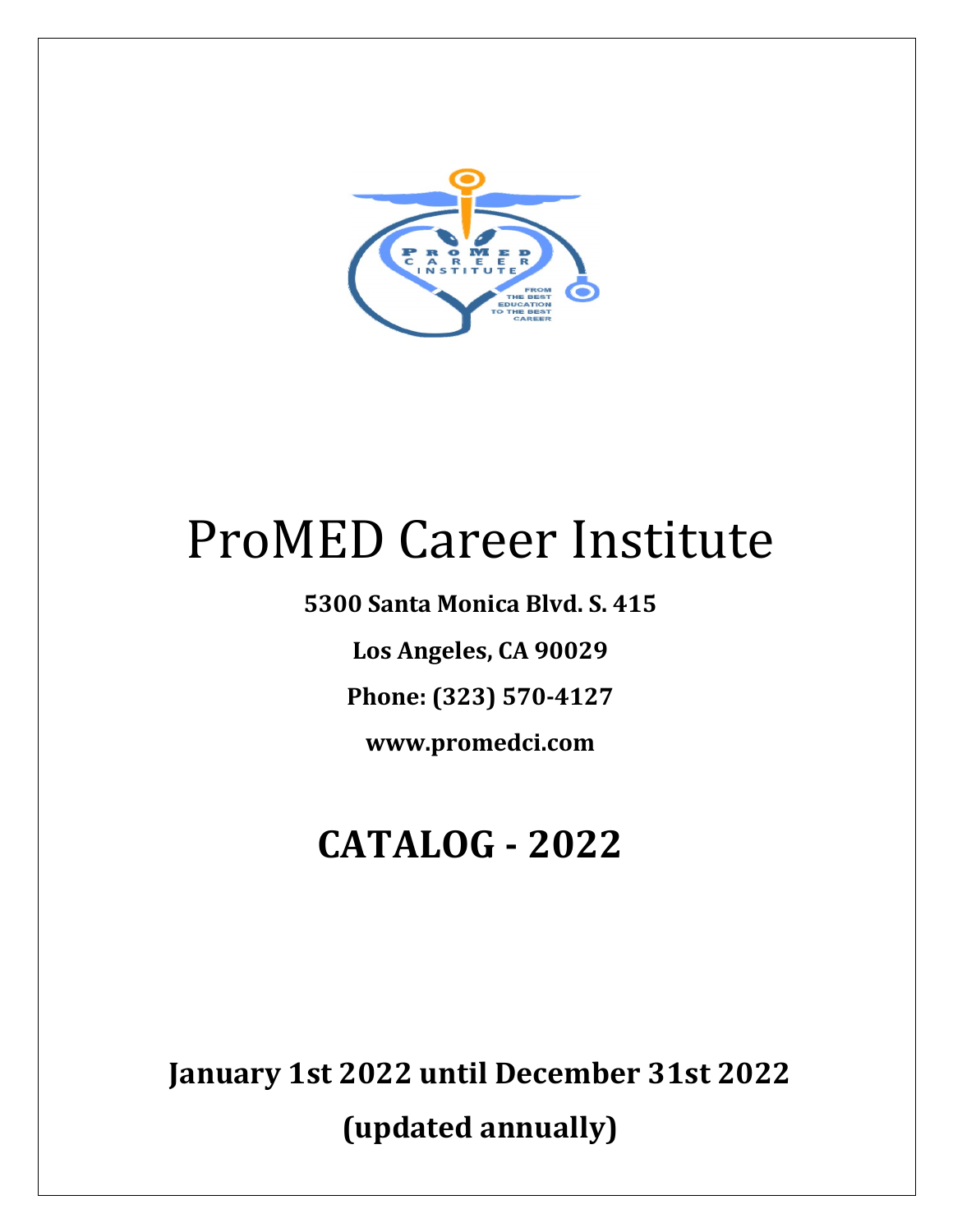# ProMED Career Institute

**5300 Santa Monica Blvd. S. 415**

**Los Angeles, CA 90029**

**Phone: (323) 570-4127**

**www.promedci.com**

## CATALOG - 2022

**January 1st 2022 until December 31st 2022**

**(updated annually)**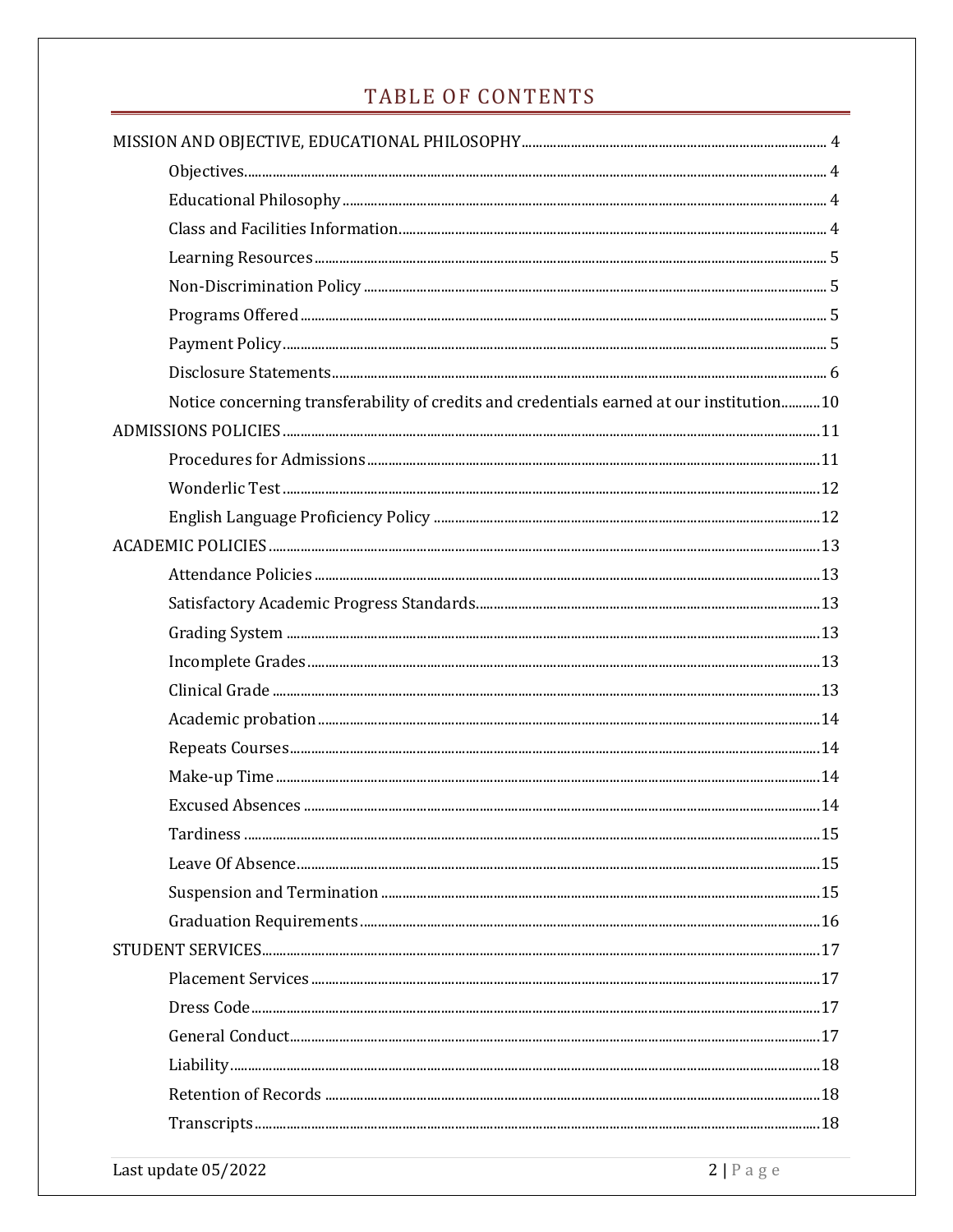# TABLE OF CONTENTS

MISSION AND OBJECTIVE, EDUCATIONAL PHILOSOPHY ........ 4

- Objectives ........ 4
- Educational Philosophy ........ 4
- Class and Facilities Information ........ 4
- Learning Resources ........ 5
- Non-Discrimination Policy ........ 5
- Programs Offered ........ 5
- Payment Policy ........ 5
- Disclosure Statements ........ 6
- Notice concerning transferability of credits and credentials earned at our institution ........ 10

ADMISSIONS POLICIES ........ 11

- Procedures for Admissions ........ 11
- Wonderlic Test ........ 12
- English Language Proficiency Policy ........ 12

ACADEMIC POLICIES ........ 13

- Attendance Policies ........ 13
- Satisfactory Academic Progress Standards ........ 13
- Grading System ........ 13
- Incomplete Grades ........ 13
- Clinical Grade ........ 13
- Academic probation ........ 14
- Repeats Courses ........ 14
- Make-up Time ........ 14
- Excused Absences ........ 14
- Tardiness ........ 15
- Leave Of Absence ........ 15
- Suspension and Termination ........ 15
- Graduation Requirements ........ 16

STUDENT SERVICES ........ 17

- Placement Services ........ 17
- Dress Code ........ 17
- General Conduct ........ 17
- Liability ........ 18
- Retention of Records ........ 18
- Transcripts ........ 18

Last update 05/2022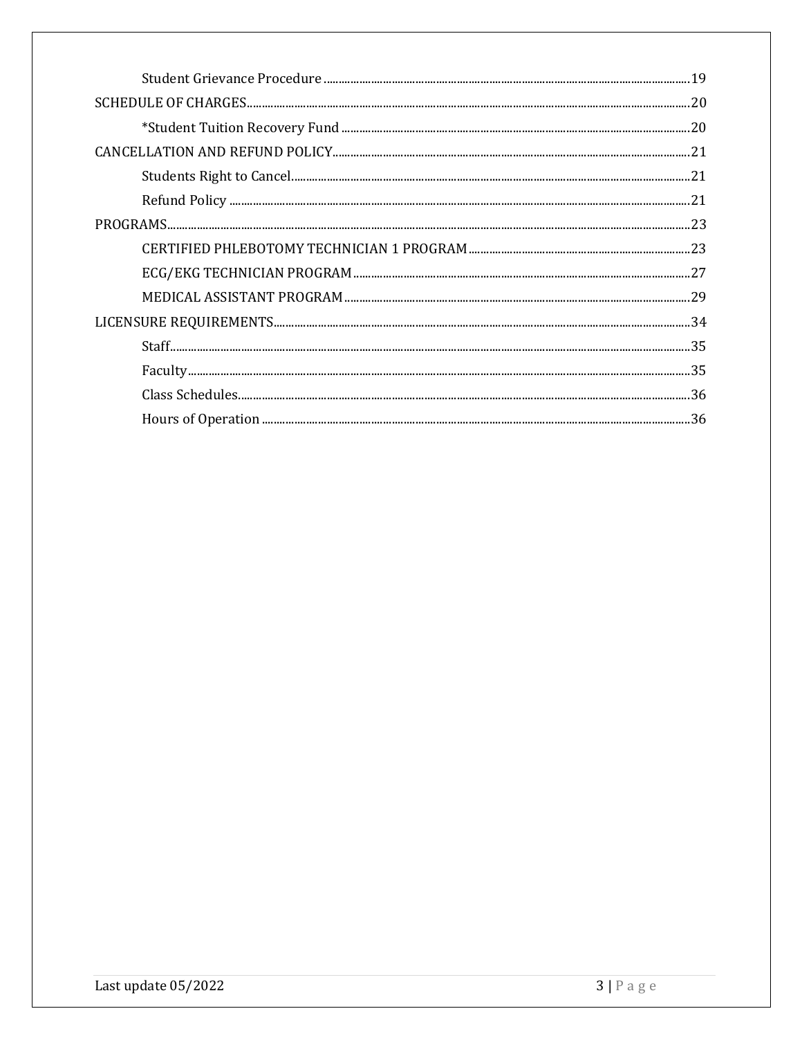Student Grievance Procedure ....................................................................................................19

SCHEDULE OF CHARGES....................................................................................................................20

*Student Tuition Recovery Fund ........................................................................................................20

CANCELLATION AND REFUND POLICY............................................................................................21

Students Right to Cancel......................................................................................................................21

Refund Policy .........................................................................................................................................21

PROGRAMS................................................................................................................................................23

CERTIFIED PHLEBOTOMY TECHNICIAN 1 PROGRAM .............................................................23

ECG/EKG TECHNICIAN PROGRAM ..................................................................................................27

MEDICAL ASSISTANT PROGRAM .....................................................................................................29

LICENSURE REQUIREMENTS..............................................................................................................34

Staff...........................................................................................................................................................35

Faculty......................................................................................................................................................35

Class Schedules......................................................................................................................................36

Hours of Operation ...............................................................................................................................36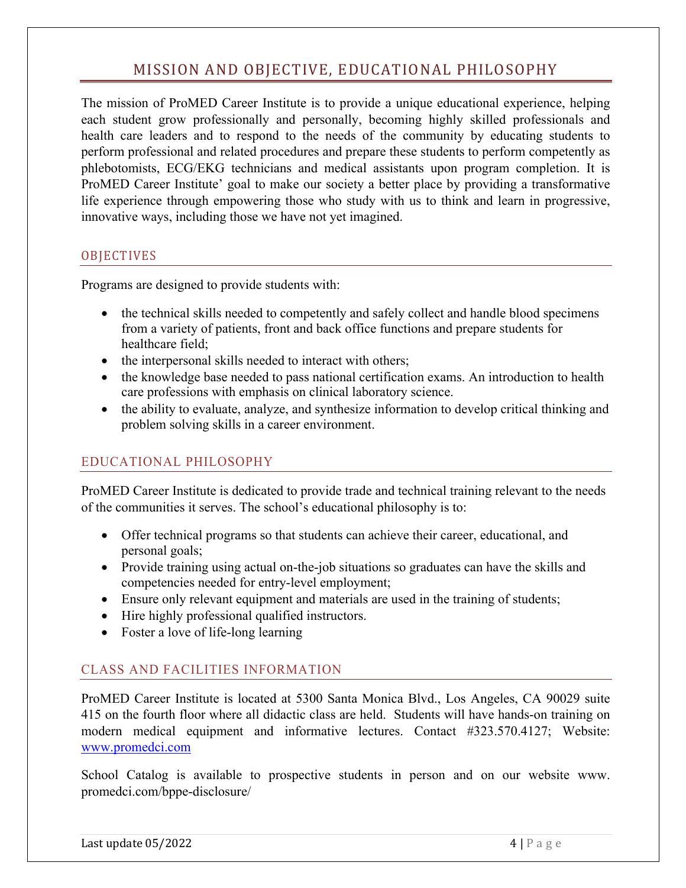# MISSION AND OBJECTIVE, EDUCATIONAL PHILOSOPHY

The mission of ProMED Career Institute is to provide a unique educational experience, helping each student grow professionally and personally, becoming highly skilled professionals and health care leaders and to respond to the needs of the community by educating students to perform professional and related procedures and prepare these students to perform competently as phlebotomists, ECG/EKG technicians and medical assistants upon program completion. It is ProMED Career Institute' goal to make our society a better place by providing a transformative life experience through empowering those who study with us to think and learn in progressive, innovative ways, including those we have not yet imagined.

## OBJECTIVES

Programs are designed to provide students with:

- the technical skills needed to competently and safely collect and handle blood specimens from a variety of patients, front and back office functions and prepare students for healthcare field;
- the interpersonal skills needed to interact with others;
- the knowledge base needed to pass national certification exams. An introduction to health care professions with emphasis on clinical laboratory science.
- the ability to evaluate, analyze, and synthesize information to develop critical thinking and problem solving skills in a career environment.

## EDUCATIONAL PHILOSOPHY

ProMED Career Institute is dedicated to provide trade and technical training relevant to the needs of the communities it serves. The school's educational philosophy is to:

- Offer technical programs so that students can achieve their career, educational, and personal goals;
- Provide training using actual on-the-job situations so graduates can have the skills and competencies needed for entry-level employment;
- Ensure only relevant equipment and materials are used in the training of students;
- Hire highly professional qualified instructors.
- Foster a love of life-long learning

## CLASS AND FACILITIES INFORMATION

ProMED Career Institute is located at 5300 Santa Monica Blvd., Los Angeles, CA 90029 suite 415 on the fourth floor where all didactic class are held. Students will have hands-on training on modern medical equipment and informative lectures. Contact #323.570.4127; Website: [www.promedci.com](http://www.promedci.com)

School Catalog is available to prospective students in person and on our website www. promedci.com/bppe-disclosure/

Last update 05/2022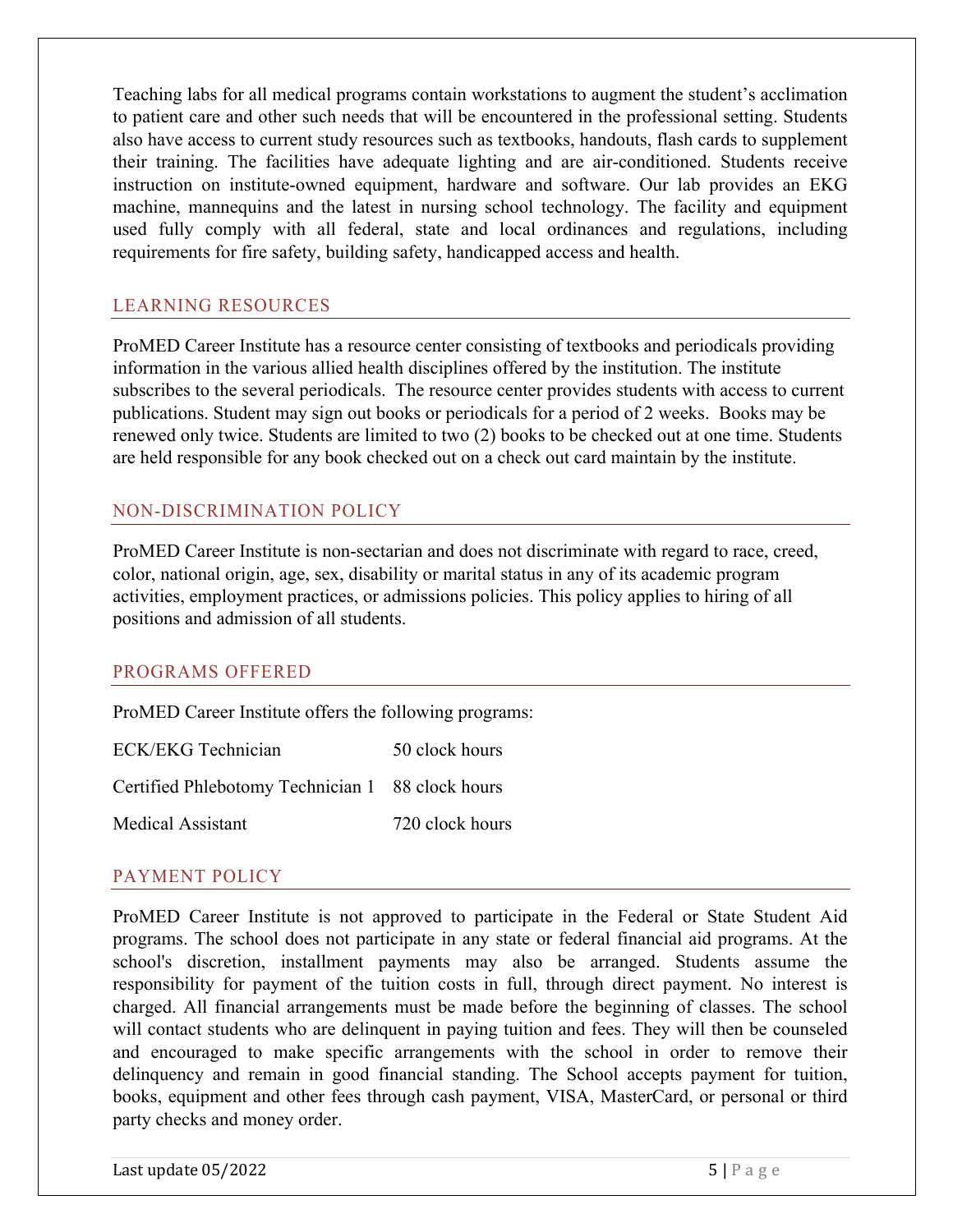Teaching labs for all medical programs contain workstations to augment the student's acclimation to patient care and other such needs that will be encountered in the professional setting. Students also have access to current study resources such as textbooks, handouts, flash cards to supplement their training. The facilities have adequate lighting and are air-conditioned. Students receive instruction on institute-owned equipment, hardware and software. Our lab provides an EKG machine, mannequins and the latest in nursing school technology. The facility and equipment used fully comply with all federal, state and local ordinances and regulations, including requirements for fire safety, building safety, handicapped access and health.

## LEARNING RESOURCES

ProMED Career Institute has a resource center consisting of textbooks and periodicals providing information in the various allied health disciplines offered by the institution. The institute subscribes to the several periodicals. The resource center provides students with access to current publications. Student may sign out books or periodicals for a period of 2 weeks. Books may be renewed only twice. Students are limited to two (2) books to be checked out at one time. Students are held responsible for any book checked out on a check out card maintain by the institute.

## NON-DISCRIMINATION POLICY

ProMED Career Institute is non-sectarian and does not discriminate with regard to race, creed, color, national origin, age, sex, disability or marital status in any of its academic program activities, employment practices, or admissions policies. This policy applies to hiring of all positions and admission of all students.

## PROGRAMS OFFERED

ProMED Career Institute offers the following programs:

| | |
|---|---|
| ECK/EKG Technician | 50 clock hours |
| Certified Phlebotomy Technician 1 | 88 clock hours |
| Medical Assistant | 720 clock hours |

## PAYMENT POLICY

ProMED Career Institute is not approved to participate in the Federal or State Student Aid programs. The school does not participate in any state or federal financial aid programs. At the school's discretion, installment payments may also be arranged. Students assume the responsibility for payment of the tuition costs in full, through direct payment. No interest is charged. All financial arrangements must be made before the beginning of classes. The school will contact students who are delinquent in paying tuition and fees. They will then be counseled and encouraged to make specific arrangements with the school in order to remove their delinquency and remain in good financial standing. The School accepts payment for tuition, books, equipment and other fees through cash payment, VISA, MasterCard, or personal or third party checks and money order.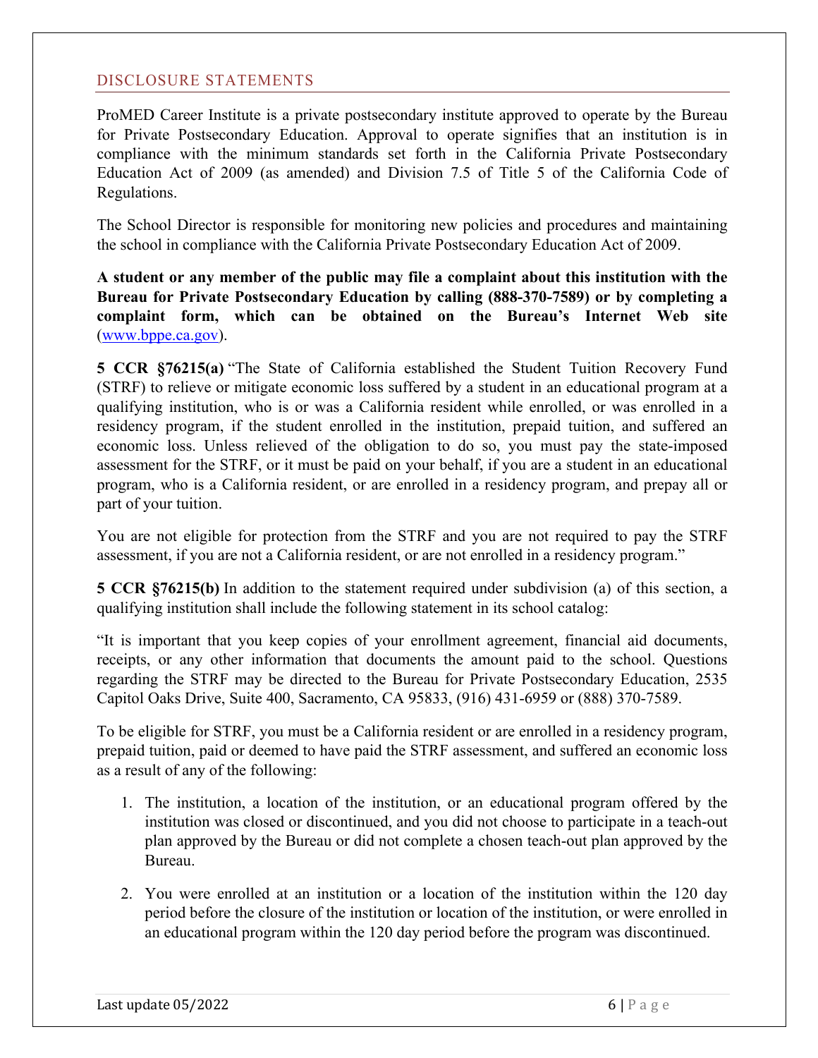## DISCLOSURE STATEMENTS

ProMED Career Institute is a private postsecondary institute approved to operate by the Bureau for Private Postsecondary Education. Approval to operate signifies that an institution is in compliance with the minimum standards set forth in the California Private Postsecondary Education Act of 2009 (as amended) and Division 7.5 of Title 5 of the California Code of Regulations.

The School Director is responsible for monitoring new policies and procedures and maintaining the school in compliance with the California Private Postsecondary Education Act of 2009.

**A student or any member of the public may file a complaint about this institution with the Bureau for Private Postsecondary Education by calling (888-370-7589) or by completing a complaint form, which can be obtained on the Bureau's Internet Web site** ([www.bppe.ca.gov](http://www.bppe.ca.gov)).

**5 CCR §76215(a)** "The State of California established the Student Tuition Recovery Fund (STRF) to relieve or mitigate economic loss suffered by a student in an educational program at a qualifying institution, who is or was a California resident while enrolled, or was enrolled in a residency program, if the student enrolled in the institution, prepaid tuition, and suffered an economic loss. Unless relieved of the obligation to do so, you must pay the state-imposed assessment for the STRF, or it must be paid on your behalf, if you are a student in an educational program, who is a California resident, or are enrolled in a residency program, and prepay all or part of your tuition.

You are not eligible for protection from the STRF and you are not required to pay the STRF assessment, if you are not a California resident, or are not enrolled in a residency program."

**5 CCR §76215(b)** In addition to the statement required under subdivision (a) of this section, a qualifying institution shall include the following statement in its school catalog:

"It is important that you keep copies of your enrollment agreement, financial aid documents, receipts, or any other information that documents the amount paid to the school. Questions regarding the STRF may be directed to the Bureau for Private Postsecondary Education, 2535 Capitol Oaks Drive, Suite 400, Sacramento, CA 95833, (916) 431-6959 or (888) 370-7589.

To be eligible for STRF, you must be a California resident or are enrolled in a residency program, prepaid tuition, paid or deemed to have paid the STRF assessment, and suffered an economic loss as a result of any of the following:

1. The institution, a location of the institution, or an educational program offered by the institution was closed or discontinued, and you did not choose to participate in a teach-out plan approved by the Bureau or did not complete a chosen teach-out plan approved by the Bureau.
2. You were enrolled at an institution or a location of the institution within the 120 day period before the closure of the institution or location of the institution, or were enrolled in an educational program within the 120 day period before the program was discontinued.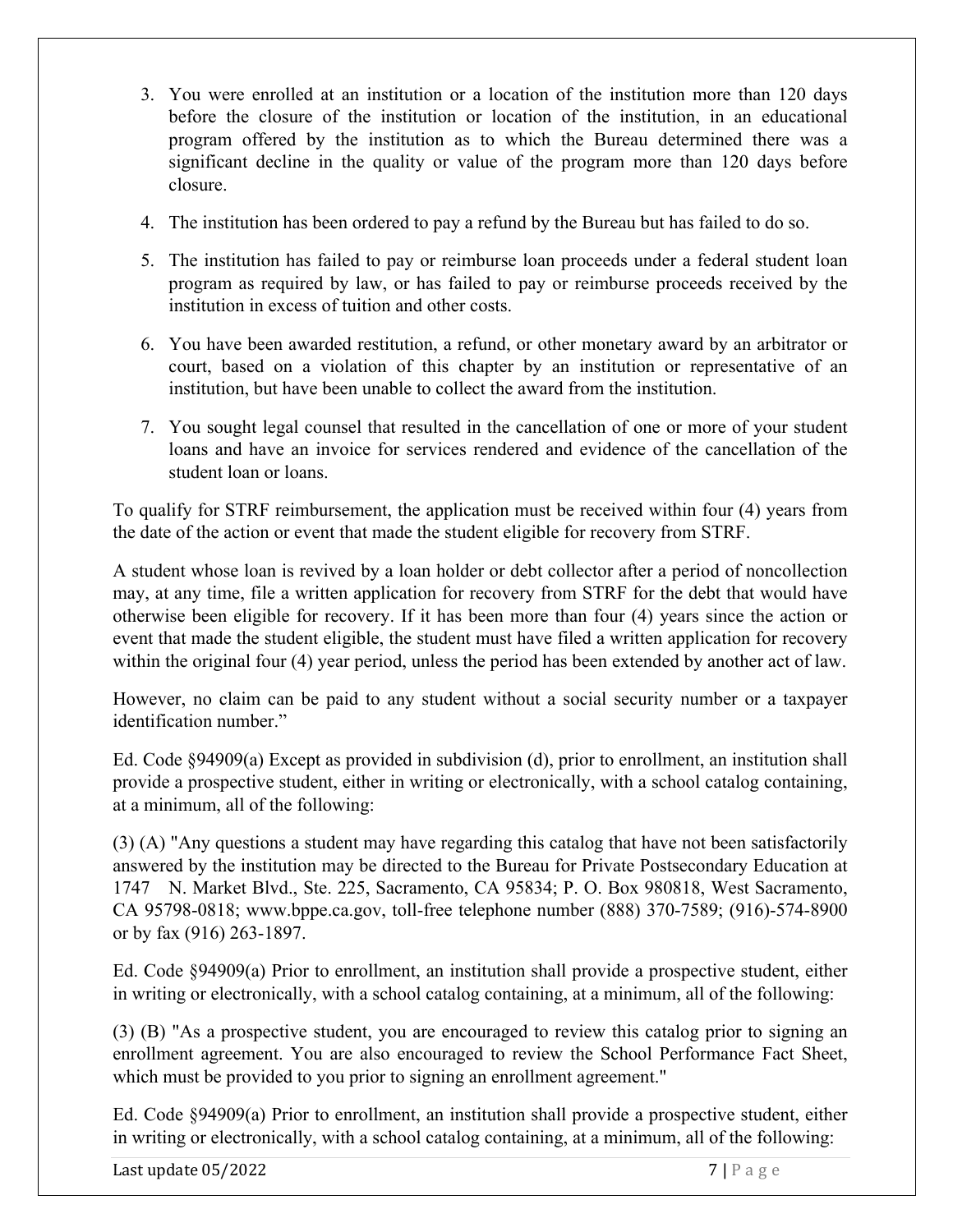3. You were enrolled at an institution or a location of the institution more than 120 days before the closure of the institution or location of the institution, in an educational program offered by the institution as to which the Bureau determined there was a significant decline in the quality or value of the program more than 120 days before closure.

4. The institution has been ordered to pay a refund by the Bureau but has failed to do so.

5. The institution has failed to pay or reimburse loan proceeds under a federal student loan program as required by law, or has failed to pay or reimburse proceeds received by the institution in excess of tuition and other costs.

6. You have been awarded restitution, a refund, or other monetary award by an arbitrator or court, based on a violation of this chapter by an institution or representative of an institution, but have been unable to collect the award from the institution.

7. You sought legal counsel that resulted in the cancellation of one or more of your student loans and have an invoice for services rendered and evidence of the cancellation of the student loan or loans.

To qualify for STRF reimbursement, the application must be received within four (4) years from the date of the action or event that made the student eligible for recovery from STRF.

A student whose loan is revived by a loan holder or debt collector after a period of noncollection may, at any time, file a written application for recovery from STRF for the debt that would have otherwise been eligible for recovery. If it has been more than four (4) years since the action or event that made the student eligible, the student must have filed a written application for recovery within the original four (4) year period, unless the period has been extended by another act of law.

However, no claim can be paid to any student without a social security number or a taxpayer identification number."

Ed. Code §94909(a) Except as provided in subdivision (d), prior to enrollment, an institution shall provide a prospective student, either in writing or electronically, with a school catalog containing, at a minimum, all of the following:

(3) (A) "Any questions a student may have regarding this catalog that have not been satisfactorily answered by the institution may be directed to the Bureau for Private Postsecondary Education at 1747 N. Market Blvd., Ste. 225, Sacramento, CA 95834; P. O. Box 980818, West Sacramento, CA 95798-0818; www.bppe.ca.gov, toll-free telephone number (888) 370-7589; (916)-574-8900 or by fax (916) 263-1897.

Ed. Code §94909(a) Prior to enrollment, an institution shall provide a prospective student, either in writing or electronically, with a school catalog containing, at a minimum, all of the following:

(3) (B) "As a prospective student, you are encouraged to review this catalog prior to signing an enrollment agreement. You are also encouraged to review the School Performance Fact Sheet, which must be provided to you prior to signing an enrollment agreement."

Ed. Code §94909(a) Prior to enrollment, an institution shall provide a prospective student, either in writing or electronically, with a school catalog containing, at a minimum, all of the following:

Last update 05/2022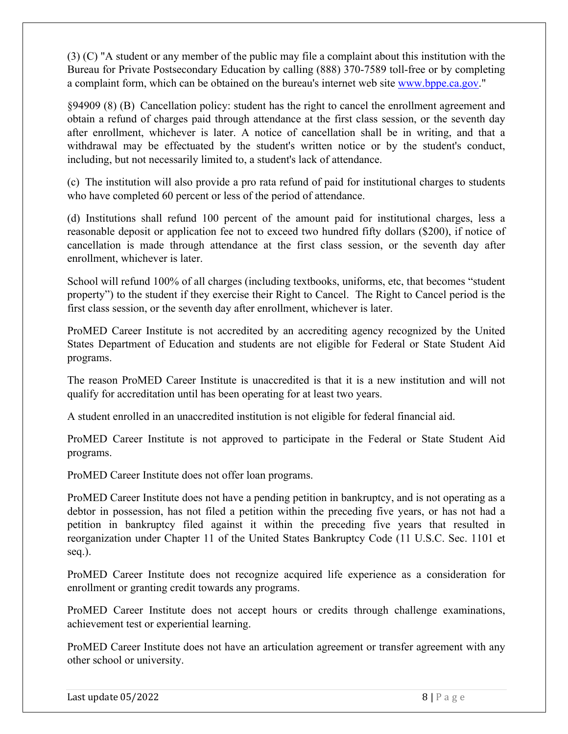(3) (C) "A student or any member of the public may file a complaint about this institution with the Bureau for Private Postsecondary Education by calling (888) 370-7589 toll-free or by completing a complaint form, which can be obtained on the bureau's internet web site www.bppe.ca.gov."

§94909 (8) (B) Cancellation policy: student has the right to cancel the enrollment agreement and obtain a refund of charges paid through attendance at the first class session, or the seventh day after enrollment, whichever is later. A notice of cancellation shall be in writing, and that a withdrawal may be effectuated by the student's written notice or by the student's conduct, including, but not necessarily limited to, a student's lack of attendance.

(c) The institution will also provide a pro rata refund of paid for institutional charges to students who have completed 60 percent or less of the period of attendance.

(d) Institutions shall refund 100 percent of the amount paid for institutional charges, less a reasonable deposit or application fee not to exceed two hundred fifty dollars ($200), if notice of cancellation is made through attendance at the first class session, or the seventh day after enrollment, whichever is later.

School will refund 100% of all charges (including textbooks, uniforms, etc, that becomes "student property") to the student if they exercise their Right to Cancel. The Right to Cancel period is the first class session, or the seventh day after enrollment, whichever is later.

ProMED Career Institute is not accredited by an accrediting agency recognized by the United States Department of Education and students are not eligible for Federal or State Student Aid programs.

The reason ProMED Career Institute is unaccredited is that it is a new institution and will not qualify for accreditation until has been operating for at least two years.

A student enrolled in an unaccredited institution is not eligible for federal financial aid.

ProMED Career Institute is not approved to participate in the Federal or State Student Aid programs.

ProMED Career Institute does not offer loan programs.

ProMED Career Institute does not have a pending petition in bankruptcy, and is not operating as a debtor in possession, has not filed a petition within the preceding five years, or has not had a petition in bankruptcy filed against it within the preceding five years that resulted in reorganization under Chapter 11 of the United States Bankruptcy Code (11 U.S.C. Sec. 1101 et seq.).

ProMED Career Institute does not recognize acquired life experience as a consideration for enrollment or granting credit towards any programs.

ProMED Career Institute does not accept hours or credits through challenge examinations, achievement test or experiential learning.

ProMED Career Institute does not have an articulation agreement or transfer agreement with any other school or university.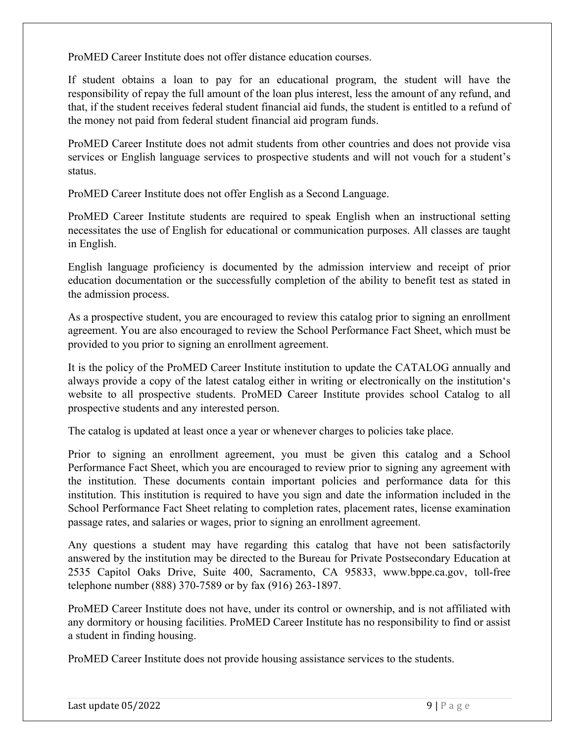ProMED Career Institute does not offer distance education courses.

If student obtains a loan to pay for an educational program, the student will have the responsibility of repay the full amount of the loan plus interest, less the amount of any refund, and that, if the student receives federal student financial aid funds, the student is entitled to a refund of the money not paid from federal student financial aid program funds.

ProMED Career Institute does not admit students from other countries and does not provide visa services or English language services to prospective students and will not vouch for a student's status.

ProMED Career Institute does not offer English as a Second Language.

ProMED Career Institute students are required to speak English when an instructional setting necessitates the use of English for educational or communication purposes. All classes are taught in English.

English language proficiency is documented by the admission interview and receipt of prior education documentation or the successfully completion of the ability to benefit test as stated in the admission process.

As a prospective student, you are encouraged to review this catalog prior to signing an enrollment agreement. You are also encouraged to review the School Performance Fact Sheet, which must be provided to you prior to signing an enrollment agreement.

It is the policy of the ProMED Career Institute institution to update the CATALOG annually and always provide a copy of the latest catalog either in writing or electronically on the institution's website to all prospective students. ProMED Career Institute provides school Catalog to all prospective students and any interested person.

The catalog is updated at least once a year or whenever charges to policies take place.

Prior to signing an enrollment agreement, you must be given this catalog and a School Performance Fact Sheet, which you are encouraged to review prior to signing any agreement with the institution. These documents contain important policies and performance data for this institution. This institution is required to have you sign and date the information included in the School Performance Fact Sheet relating to completion rates, placement rates, license examination passage rates, and salaries or wages, prior to signing an enrollment agreement.

Any questions a student may have regarding this catalog that have not been satisfactorily answered by the institution may be directed to the Bureau for Private Postsecondary Education at 2535 Capitol Oaks Drive, Suite 400, Sacramento, CA 95833, www.bppe.ca.gov, toll-free telephone number (888) 370-7589 or by fax (916) 263-1897.

ProMED Career Institute does not have, under its control or ownership, and is not affiliated with any dormitory or housing facilities. ProMED Career Institute has no responsibility to find or assist a student in finding housing.

ProMED Career Institute does not provide housing assistance services to the students.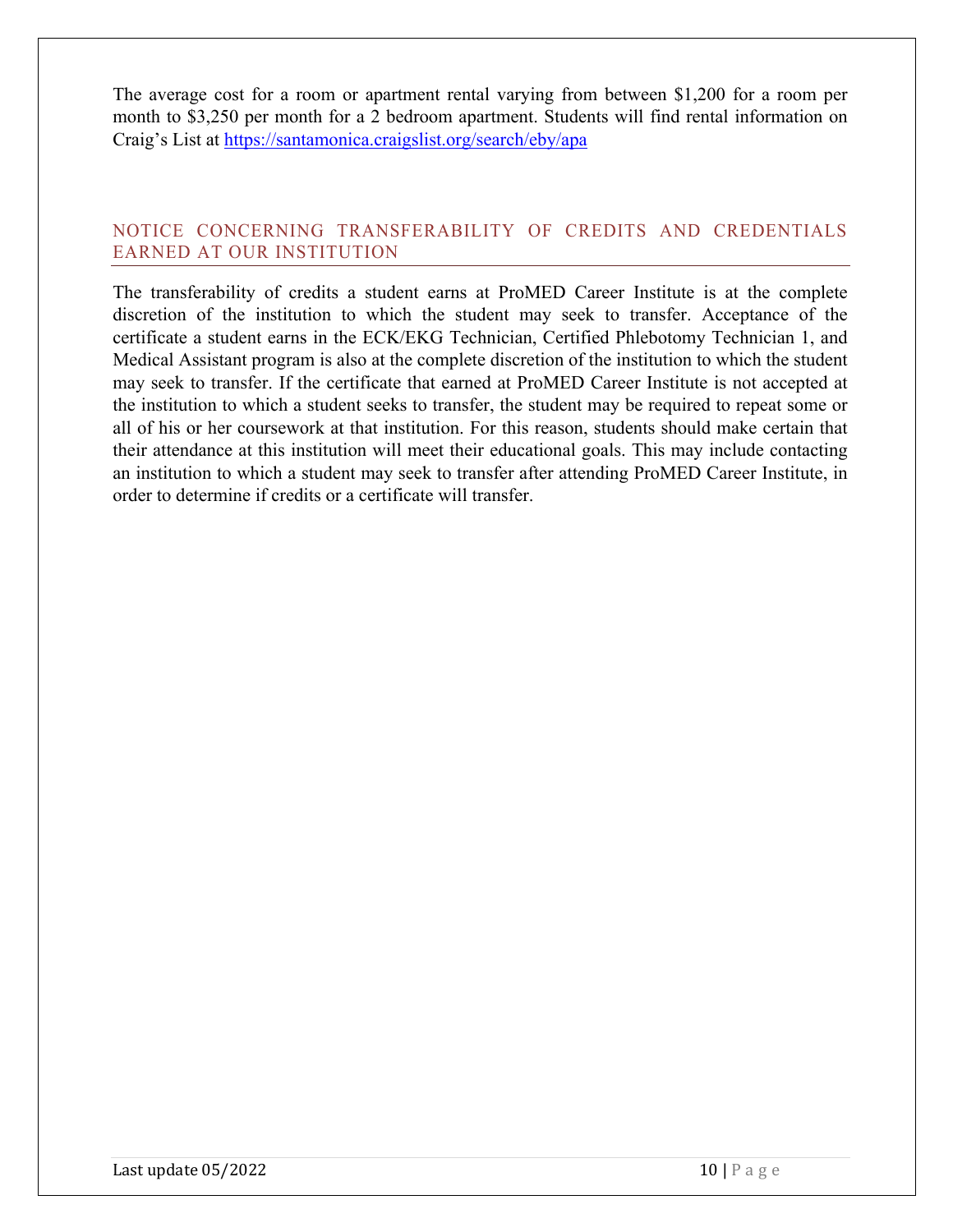The average cost for a room or apartment rental varying from between $1,200 for a room per month to $3,250 per month for a 2 bedroom apartment. Students will find rental information on Craig's List at https://santamonica.craigslist.org/search/eby/apa

## NOTICE CONCERNING TRANSFERABILITY OF CREDITS AND CREDENTIALS EARNED AT OUR INSTITUTION

The transferability of credits a student earns at ProMED Career Institute is at the complete discretion of the institution to which the student may seek to transfer. Acceptance of the certificate a student earns in the ECK/EKG Technician, Certified Phlebotomy Technician 1, and Medical Assistant program is also at the complete discretion of the institution to which the student may seek to transfer. If the certificate that earned at ProMED Career Institute is not accepted at the institution to which a student seeks to transfer, the student may be required to repeat some or all of his or her coursework at that institution. For this reason, students should make certain that their attendance at this institution will meet their educational goals. This may include contacting an institution to which a student may seek to transfer after attending ProMED Career Institute, in order to determine if credits or a certificate will transfer.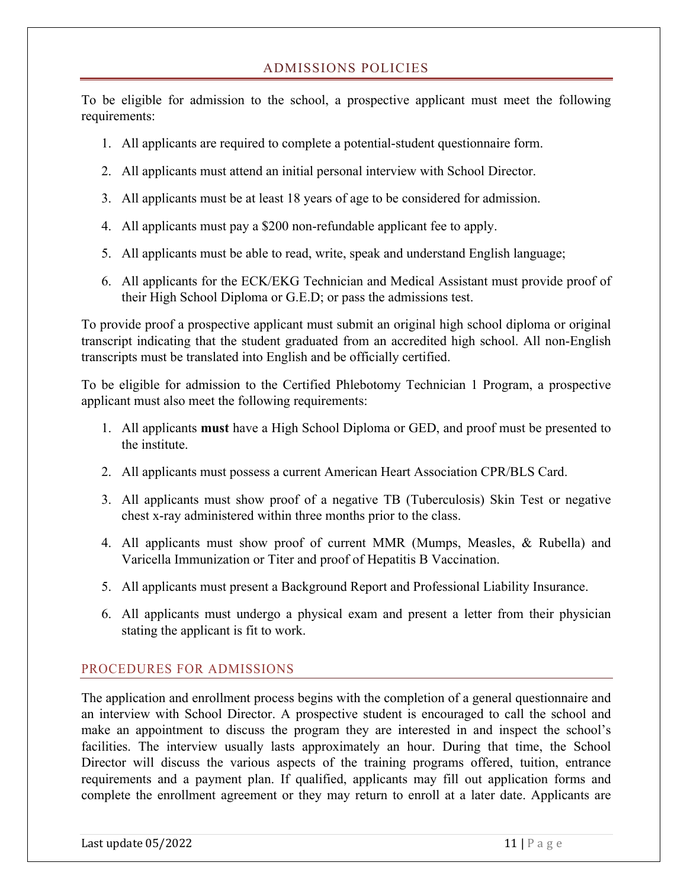## ADMISSIONS POLICIES

To be eligible for admission to the school, a prospective applicant must meet the following requirements:

1. All applicants are required to complete a potential-student questionnaire form.
2. All applicants must attend an initial personal interview with School Director.
3. All applicants must be at least 18 years of age to be considered for admission.
4. All applicants must pay a $200 non-refundable applicant fee to apply.
5. All applicants must be able to read, write, speak and understand English language;
6. All applicants for the ECK/EKG Technician and Medical Assistant must provide proof of their High School Diploma or G.E.D; or pass the admissions test.

To provide proof a prospective applicant must submit an original high school diploma or original transcript indicating that the student graduated from an accredited high school. All non-English transcripts must be translated into English and be officially certified.

To be eligible for admission to the Certified Phlebotomy Technician 1 Program, a prospective applicant must also meet the following requirements:

1. All applicants **must** have a High School Diploma or GED, and proof must be presented to the institute.
2. All applicants must possess a current American Heart Association CPR/BLS Card.
3. All applicants must show proof of a negative TB (Tuberculosis) Skin Test or negative chest x-ray administered within three months prior to the class.
4. All applicants must show proof of current MMR (Mumps, Measles, & Rubella) and Varicella Immunization or Titer and proof of Hepatitis B Vaccination.
5. All applicants must present a Background Report and Professional Liability Insurance.
6. All applicants must undergo a physical exam and present a letter from their physician stating the applicant is fit to work.

### PROCEDURES FOR ADMISSIONS

The application and enrollment process begins with the completion of a general questionnaire and an interview with School Director. A prospective student is encouraged to call the school and make an appointment to discuss the program they are interested in and inspect the school's facilities. The interview usually lasts approximately an hour. During that time, the School Director will discuss the various aspects of the training programs offered, tuition, entrance requirements and a payment plan. If qualified, applicants may fill out application forms and complete the enrollment agreement or they may return to enroll at a later date. Applicants are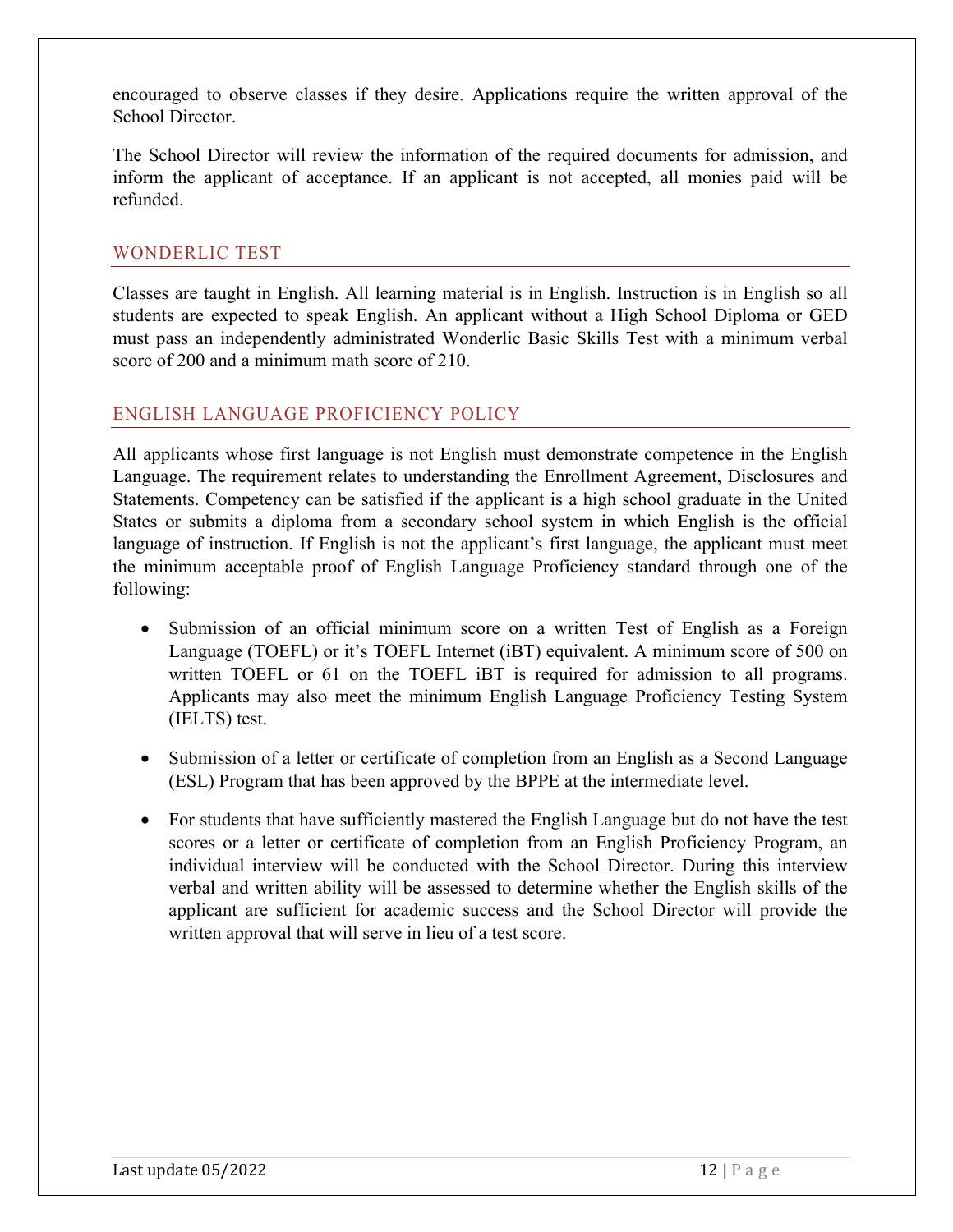encouraged to observe classes if they desire. Applications require the written approval of the School Director.

The School Director will review the information of the required documents for admission, and inform the applicant of acceptance. If an applicant is not accepted, all monies paid will be refunded.

## WONDERLIC TEST

Classes are taught in English. All learning material is in English. Instruction is in English so all students are expected to speak English. An applicant without a High School Diploma or GED must pass an independently administrated Wonderlic Basic Skills Test with a minimum verbal score of 200 and a minimum math score of 210.

## ENGLISH LANGUAGE PROFICIENCY POLICY

All applicants whose first language is not English must demonstrate competence in the English Language. The requirement relates to understanding the Enrollment Agreement, Disclosures and Statements. Competency can be satisfied if the applicant is a high school graduate in the United States or submits a diploma from a secondary school system in which English is the official language of instruction. If English is not the applicant's first language, the applicant must meet the minimum acceptable proof of English Language Proficiency standard through one of the following:

- Submission of an official minimum score on a written Test of English as a Foreign Language (TOEFL) or it's TOEFL Internet (iBT) equivalent. A minimum score of 500 on written TOEFL or 61 on the TOEFL iBT is required for admission to all programs. Applicants may also meet the minimum English Language Proficiency Testing System (IELTS) test.
- Submission of a letter or certificate of completion from an English as a Second Language (ESL) Program that has been approved by the BPPE at the intermediate level.
- For students that have sufficiently mastered the English Language but do not have the test scores or a letter or certificate of completion from an English Proficiency Program, an individual interview will be conducted with the School Director. During this interview verbal and written ability will be assessed to determine whether the English skills of the applicant are sufficient for academic success and the School Director will provide the written approval that will serve in lieu of a test score.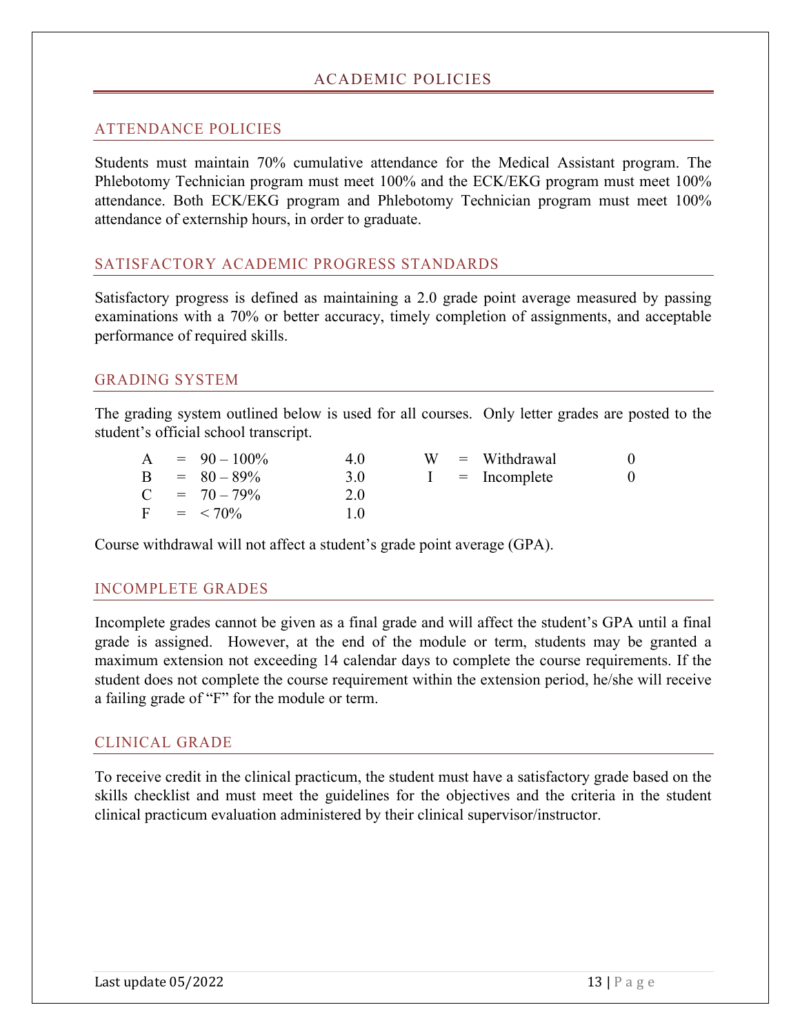# ACADEMIC POLICIES

## ATTENDANCE POLICIES

Students must maintain 70% cumulative attendance for the Medical Assistant program. The Phlebotomy Technician program must meet 100% and the ECK/EKG program must meet 100% attendance. Both ECK/EKG program and Phlebotomy Technician program must meet 100% attendance of externship hours, in order to graduate.

## SATISFACTORY ACADEMIC PROGRESS STANDARDS

Satisfactory progress is defined as maintaining a 2.0 grade point average measured by passing examinations with a 70% or better accuracy, timely completion of assignments, and acceptable performance of required skills.

## GRADING SYSTEM

The grading system outlined below is used for all courses. Only letter grades are posted to the student's official school transcript.

| Grade | Range | Points |
|---|---|---|
| A | = 90 – 100% | 4.0 |
| B | = 80 – 89% | 3.0 |
| C | = 70 – 79% | 2.0 |
| F | = < 70% | 1.0 |
| W | = Withdrawal | 0 |
| I | = Incomplete | 0 |

Course withdrawal will not affect a student's grade point average (GPA).

## INCOMPLETE GRADES

Incomplete grades cannot be given as a final grade and will affect the student's GPA until a final grade is assigned. However, at the end of the module or term, students may be granted a maximum extension not exceeding 14 calendar days to complete the course requirements. If the student does not complete the course requirement within the extension period, he/she will receive a failing grade of "F" for the module or term.

## CLINICAL GRADE

To receive credit in the clinical practicum, the student must have a satisfactory grade based on the skills checklist and must meet the guidelines for the objectives and the criteria in the student clinical practicum evaluation administered by their clinical supervisor/instructor.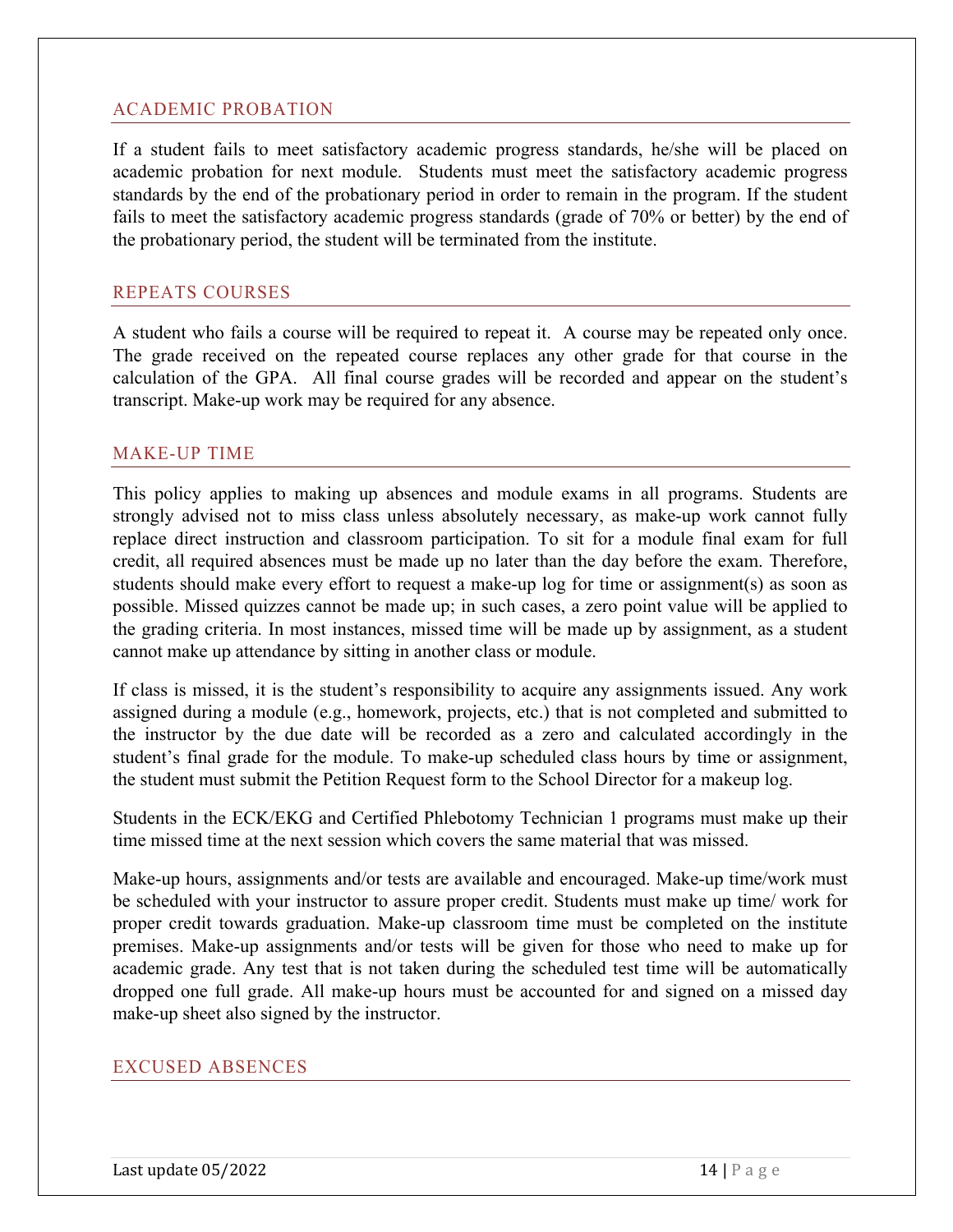## ACADEMIC PROBATION

If a student fails to meet satisfactory academic progress standards, he/she will be placed on academic probation for next module. Students must meet the satisfactory academic progress standards by the end of the probationary period in order to remain in the program. If the student fails to meet the satisfactory academic progress standards (grade of 70% or better) by the end of the probationary period, the student will be terminated from the institute.

## REPEATS COURSES

A student who fails a course will be required to repeat it. A course may be repeated only once. The grade received on the repeated course replaces any other grade for that course in the calculation of the GPA. All final course grades will be recorded and appear on the student's transcript. Make-up work may be required for any absence.

## MAKE-UP TIME

This policy applies to making up absences and module exams in all programs. Students are strongly advised not to miss class unless absolutely necessary, as make-up work cannot fully replace direct instruction and classroom participation. To sit for a module final exam for full credit, all required absences must be made up no later than the day before the exam. Therefore, students should make every effort to request a make-up log for time or assignment(s) as soon as possible. Missed quizzes cannot be made up; in such cases, a zero point value will be applied to the grading criteria. In most instances, missed time will be made up by assignment, as a student cannot make up attendance by sitting in another class or module.

If class is missed, it is the student's responsibility to acquire any assignments issued. Any work assigned during a module (e.g., homework, projects, etc.) that is not completed and submitted to the instructor by the due date will be recorded as a zero and calculated accordingly in the student's final grade for the module. To make-up scheduled class hours by time or assignment, the student must submit the Petition Request form to the School Director for a makeup log.

Students in the ECK/EKG and Certified Phlebotomy Technician 1 programs must make up their time missed time at the next session which covers the same material that was missed.

Make-up hours, assignments and/or tests are available and encouraged. Make-up time/work must be scheduled with your instructor to assure proper credit. Students must make up time/ work for proper credit towards graduation. Make-up classroom time must be completed on the institute premises. Make-up assignments and/or tests will be given for those who need to make up for academic grade. Any test that is not taken during the scheduled test time will be automatically dropped one full grade. All make-up hours must be accounted for and signed on a missed day make-up sheet also signed by the instructor.

## EXCUSED ABSENCES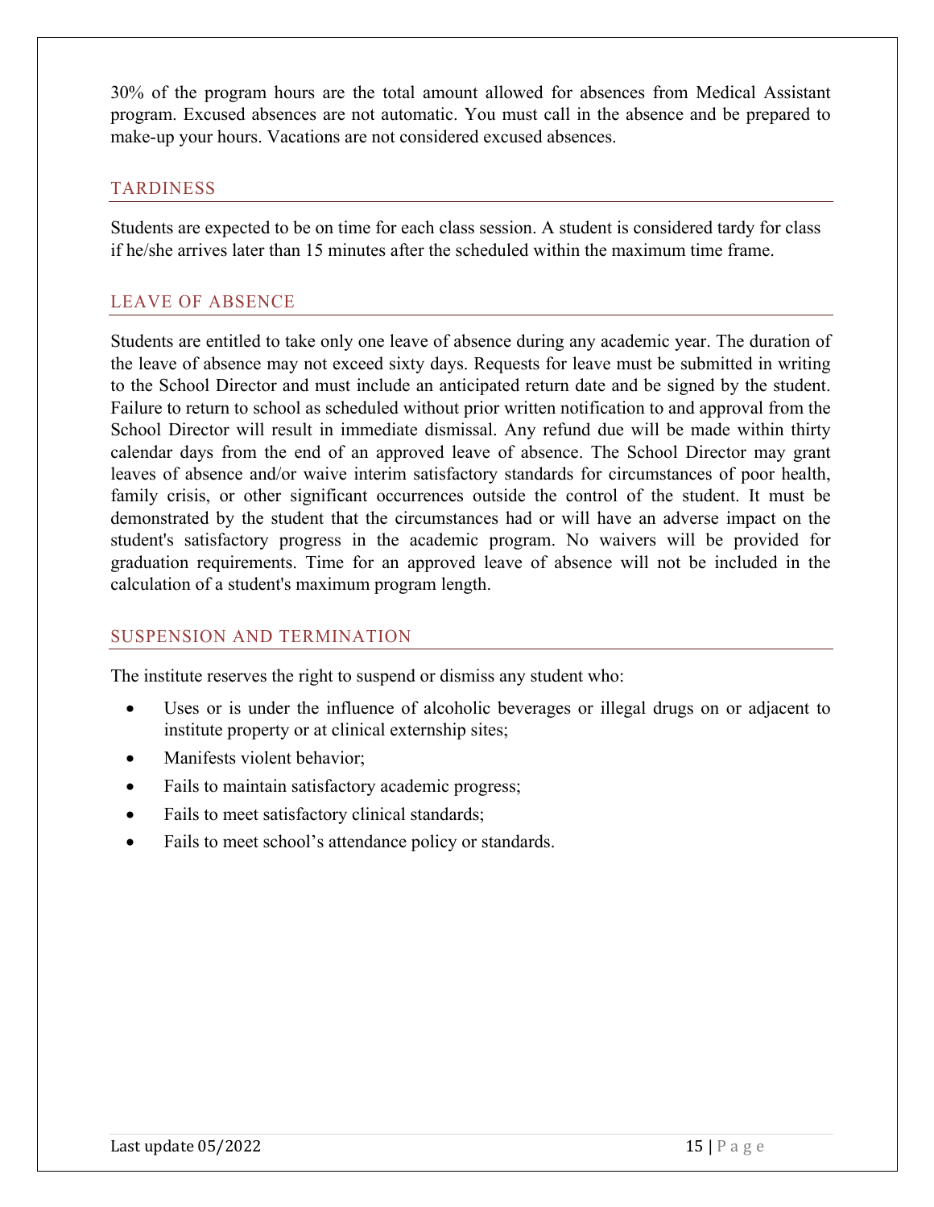30% of the program hours are the total amount allowed for absences from Medical Assistant program. Excused absences are not automatic. You must call in the absence and be prepared to make-up your hours. Vacations are not considered excused absences.

## TARDINESS

Students are expected to be on time for each class session. A student is considered tardy for class if he/she arrives later than 15 minutes after the scheduled within the maximum time frame.

## LEAVE OF ABSENCE

Students are entitled to take only one leave of absence during any academic year. The duration of the leave of absence may not exceed sixty days. Requests for leave must be submitted in writing to the School Director and must include an anticipated return date and be signed by the student. Failure to return to school as scheduled without prior written notification to and approval from the School Director will result in immediate dismissal. Any refund due will be made within thirty calendar days from the end of an approved leave of absence. The School Director may grant leaves of absence and/or waive interim satisfactory standards for circumstances of poor health, family crisis, or other significant occurrences outside the control of the student. It must be demonstrated by the student that the circumstances had or will have an adverse impact on the student's satisfactory progress in the academic program. No waivers will be provided for graduation requirements. Time for an approved leave of absence will not be included in the calculation of a student's maximum program length.

## SUSPENSION AND TERMINATION

The institute reserves the right to suspend or dismiss any student who:

- Uses or is under the influence of alcoholic beverages or illegal drugs on or adjacent to institute property or at clinical externship sites;
- Manifests violent behavior;
- Fails to maintain satisfactory academic progress;
- Fails to meet satisfactory clinical standards;
- Fails to meet school's attendance policy or standards.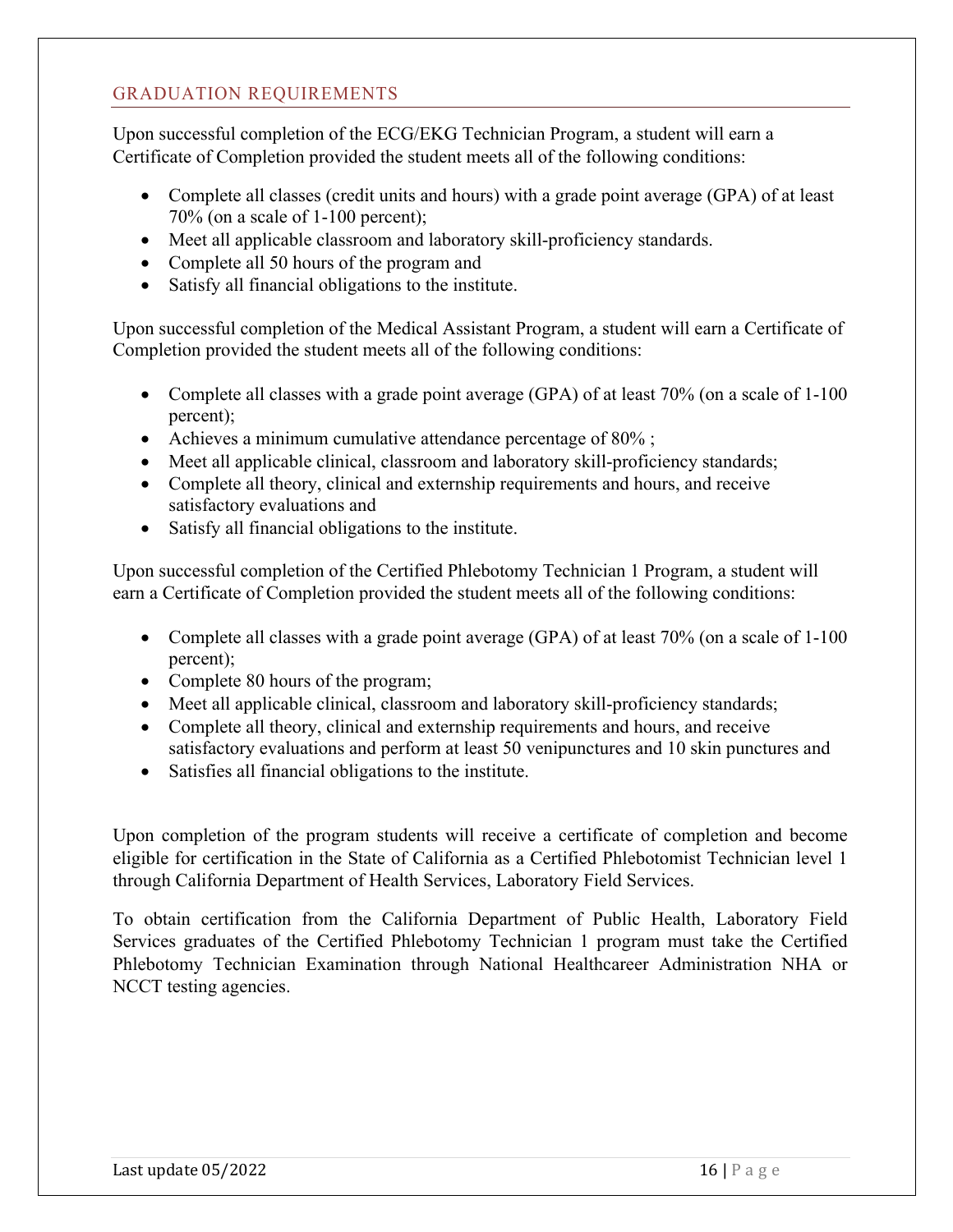## GRADUATION REQUIREMENTS

Upon successful completion of the ECG/EKG Technician Program, a student will earn a Certificate of Completion provided the student meets all of the following conditions:

- Complete all classes (credit units and hours) with a grade point average (GPA) of at least 70% (on a scale of 1-100 percent);
- Meet all applicable classroom and laboratory skill-proficiency standards.
- Complete all 50 hours of the program and
- Satisfy all financial obligations to the institute.

Upon successful completion of the Medical Assistant Program, a student will earn a Certificate of Completion provided the student meets all of the following conditions:

- Complete all classes with a grade point average (GPA) of at least 70% (on a scale of 1-100 percent);
- Achieves a minimum cumulative attendance percentage of 80% ;
- Meet all applicable clinical, classroom and laboratory skill-proficiency standards;
- Complete all theory, clinical and externship requirements and hours, and receive satisfactory evaluations and
- Satisfy all financial obligations to the institute.

Upon successful completion of the Certified Phlebotomy Technician 1 Program, a student will earn a Certificate of Completion provided the student meets all of the following conditions:

- Complete all classes with a grade point average (GPA) of at least 70% (on a scale of 1-100 percent);
- Complete 80 hours of the program;
- Meet all applicable clinical, classroom and laboratory skill-proficiency standards;
- Complete all theory, clinical and externship requirements and hours, and receive satisfactory evaluations and perform at least 50 venipunctures and 10 skin punctures and
- Satisfies all financial obligations to the institute.

Upon completion of the program students will receive a certificate of completion and become eligible for certification in the State of California as a Certified Phlebotomist Technician level 1 through California Department of Health Services, Laboratory Field Services.

To obtain certification from the California Department of Public Health, Laboratory Field Services graduates of the Certified Phlebotomy Technician 1 program must take the Certified Phlebotomy Technician Examination through National Healthcareer Administration NHA or NCCT testing agencies.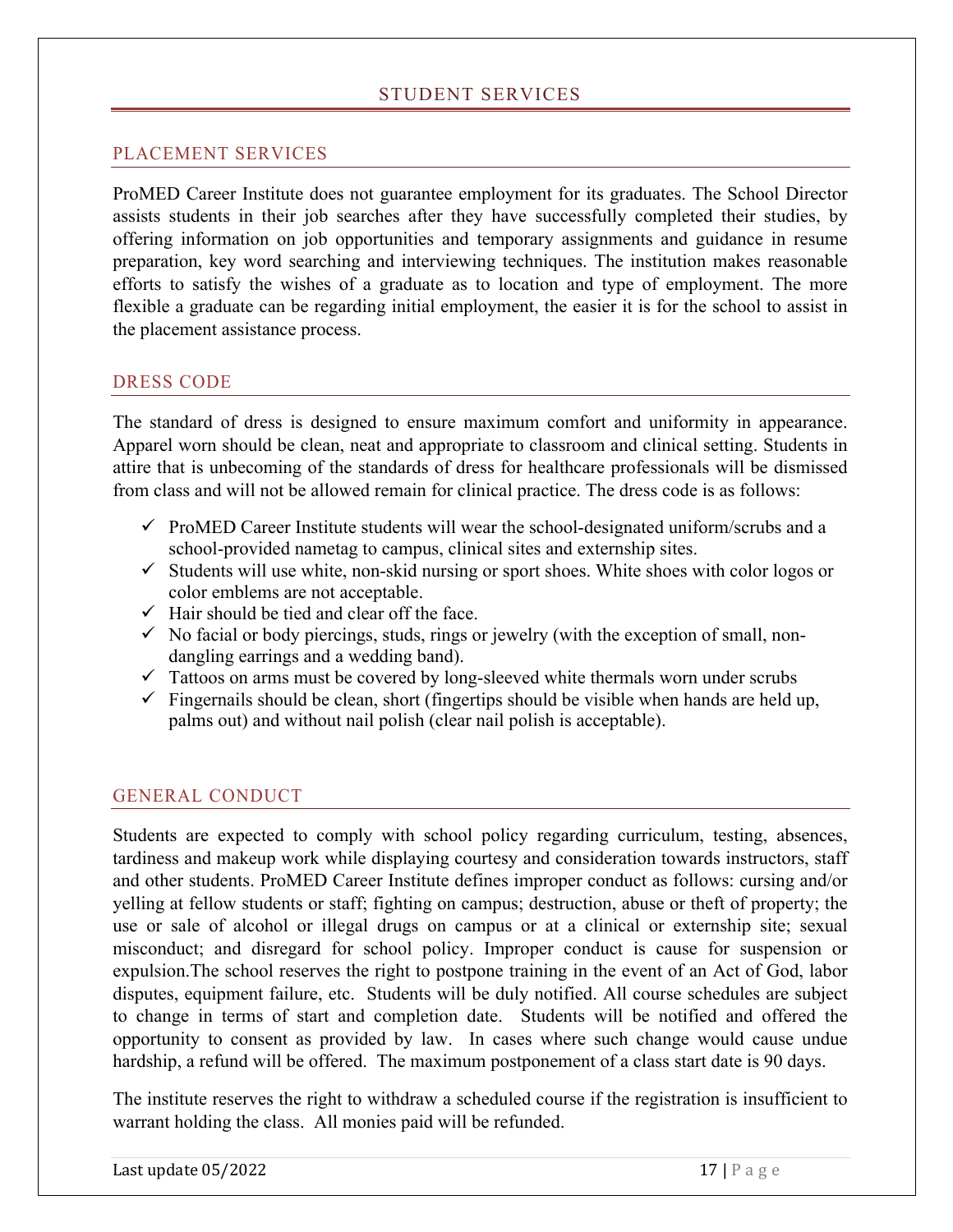# STUDENT SERVICES

## PLACEMENT SERVICES

ProMED Career Institute does not guarantee employment for its graduates. The School Director assists students in their job searches after they have successfully completed their studies, by offering information on job opportunities and temporary assignments and guidance in resume preparation, key word searching and interviewing techniques. The institution makes reasonable efforts to satisfy the wishes of a graduate as to location and type of employment. The more flexible a graduate can be regarding initial employment, the easier it is for the school to assist in the placement assistance process.

## DRESS CODE

The standard of dress is designed to ensure maximum comfort and uniformity in appearance. Apparel worn should be clean, neat and appropriate to classroom and clinical setting. Students in attire that is unbecoming of the standards of dress for healthcare professionals will be dismissed from class and will not be allowed remain for clinical practice. The dress code is as follows:

- ✓ ProMED Career Institute students will wear the school-designated uniform/scrubs and a school-provided nametag to campus, clinical sites and externship sites.
- ✓ Students will use white, non-skid nursing or sport shoes. White shoes with color logos or color emblems are not acceptable.
- ✓ Hair should be tied and clear off the face.
- ✓ No facial or body piercings, studs, rings or jewelry (with the exception of small, non-dangling earrings and a wedding band).
- ✓ Tattoos on arms must be covered by long-sleeved white thermals worn under scrubs
- ✓ Fingernails should be clean, short (fingertips should be visible when hands are held up, palms out) and without nail polish (clear nail polish is acceptable).

## GENERAL CONDUCT

Students are expected to comply with school policy regarding curriculum, testing, absences, tardiness and makeup work while displaying courtesy and consideration towards instructors, staff and other students. ProMED Career Institute defines improper conduct as follows: cursing and/or yelling at fellow students or staff; fighting on campus; destruction, abuse or theft of property; the use or sale of alcohol or illegal drugs on campus or at a clinical or externship site; sexual misconduct; and disregard for school policy. Improper conduct is cause for suspension or expulsion.The school reserves the right to postpone training in the event of an Act of God, labor disputes, equipment failure, etc. Students will be duly notified. All course schedules are subject to change in terms of start and completion date. Students will be notified and offered the opportunity to consent as provided by law. In cases where such change would cause undue hardship, a refund will be offered. The maximum postponement of a class start date is 90 days.

The institute reserves the right to withdraw a scheduled course if the registration is insufficient to warrant holding the class. All monies paid will be refunded.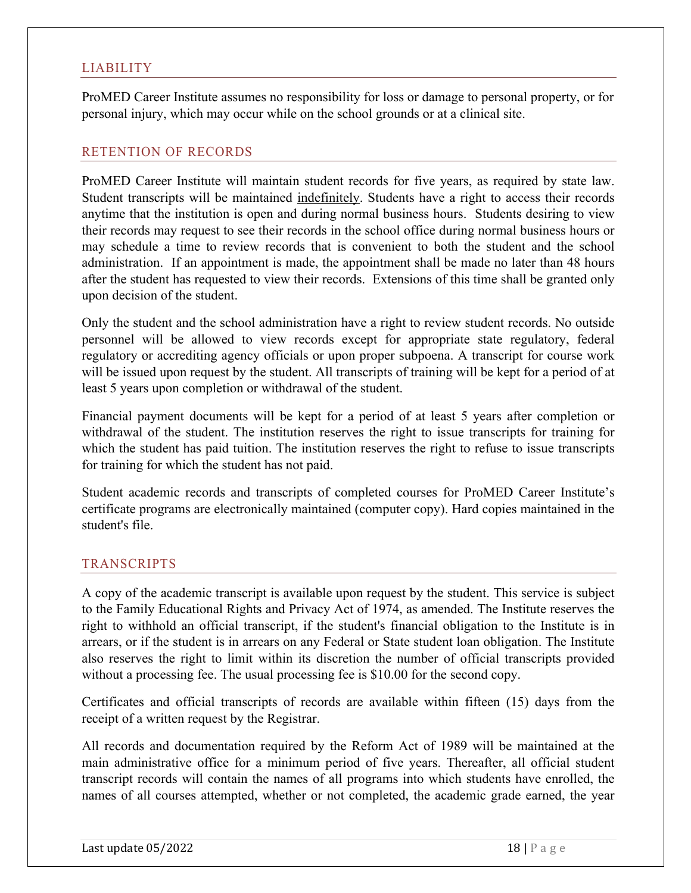## LIABILITY

ProMED Career Institute assumes no responsibility for loss or damage to personal property, or for personal injury, which may occur while on the school grounds or at a clinical site.

## RETENTION OF RECORDS

ProMED Career Institute will maintain student records for five years, as required by state law. Student transcripts will be maintained <u>indefinitely</u>. Students have a right to access their records anytime that the institution is open and during normal business hours. Students desiring to view their records may request to see their records in the school office during normal business hours or may schedule a time to review records that is convenient to both the student and the school administration. If an appointment is made, the appointment shall be made no later than 48 hours after the student has requested to view their records. Extensions of this time shall be granted only upon decision of the student.

Only the student and the school administration have a right to review student records. No outside personnel will be allowed to view records except for appropriate state regulatory, federal regulatory or accrediting agency officials or upon proper subpoena. A transcript for course work will be issued upon request by the student. All transcripts of training will be kept for a period of at least 5 years upon completion or withdrawal of the student.

Financial payment documents will be kept for a period of at least 5 years after completion or withdrawal of the student. The institution reserves the right to issue transcripts for training for which the student has paid tuition. The institution reserves the right to refuse to issue transcripts for training for which the student has not paid.

Student academic records and transcripts of completed courses for ProMED Career Institute's certificate programs are electronically maintained (computer copy). Hard copies maintained in the student's file.

## TRANSCRIPTS

A copy of the academic transcript is available upon request by the student. This service is subject to the Family Educational Rights and Privacy Act of 1974, as amended. The Institute reserves the right to withhold an official transcript, if the student's financial obligation to the Institute is in arrears, or if the student is in arrears on any Federal or State student loan obligation. The Institute also reserves the right to limit within its discretion the number of official transcripts provided without a processing fee. The usual processing fee is $10.00 for the second copy.

Certificates and official transcripts of records are available within fifteen (15) days from the receipt of a written request by the Registrar.

All records and documentation required by the Reform Act of 1989 will be maintained at the main administrative office for a minimum period of five years. Thereafter, all official student transcript records will contain the names of all programs into which students have enrolled, the names of all courses attempted, whether or not completed, the academic grade earned, the year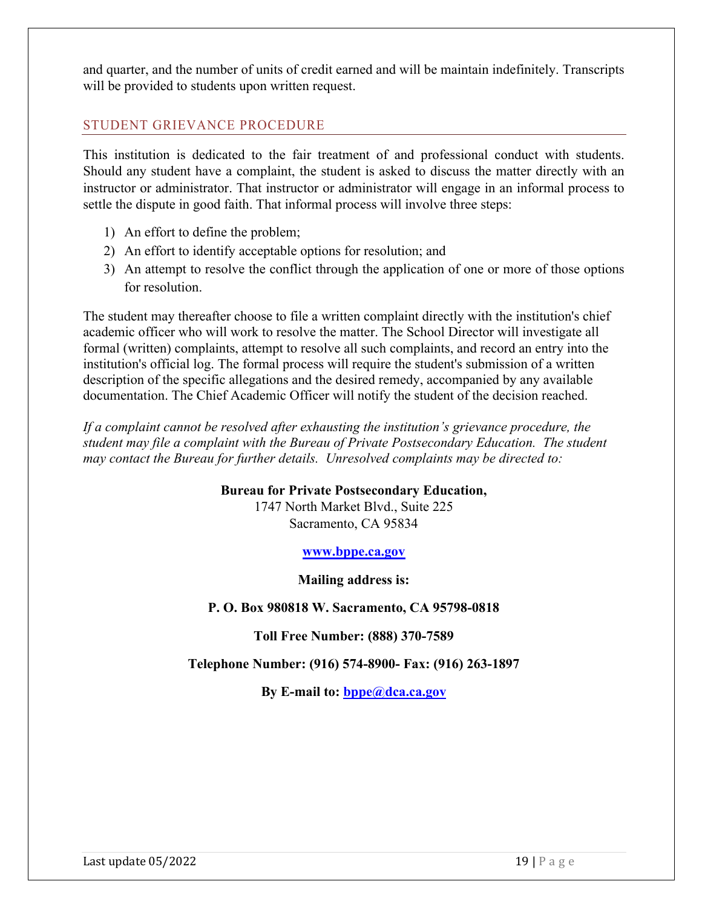and quarter, and the number of units of credit earned and will be maintain indefinitely. Transcripts will be provided to students upon written request.

## STUDENT GRIEVANCE PROCEDURE

This institution is dedicated to the fair treatment of and professional conduct with students. Should any student have a complaint, the student is asked to discuss the matter directly with an instructor or administrator. That instructor or administrator will engage in an informal process to settle the dispute in good faith. That informal process will involve three steps:

1) An effort to define the problem;
2) An effort to identify acceptable options for resolution; and
3) An attempt to resolve the conflict through the application of one or more of those options for resolution.

The student may thereafter choose to file a written complaint directly with the institution's chief academic officer who will work to resolve the matter. The School Director will investigate all formal (written) complaints, attempt to resolve all such complaints, and record an entry into the institution's official log. The formal process will require the student's submission of a written description of the specific allegations and the desired remedy, accompanied by any available documentation. The Chief Academic Officer will notify the student of the decision reached.

*If a complaint cannot be resolved after exhausting the institution's grievance procedure, the student may file a complaint with the Bureau of Private Postsecondary Education. The student may contact the Bureau for further details. Unresolved complaints may be directed to:*

**Bureau for Private Postsecondary Education,**
1747 North Market Blvd., Suite 225
Sacramento, CA 95834

**[www.bppe.ca.gov](http://www.bppe.ca.gov)**

**Mailing address is:**

**P. O. Box 980818 W. Sacramento, CA 95798-0818**

**Toll Free Number: (888) 370-7589**

**Telephone Number: (916) 574-8900- Fax: (916) 263-1897**

**By E-mail to: [bppe@dca.ca.gov](mailto:bppe@dca.ca.gov)**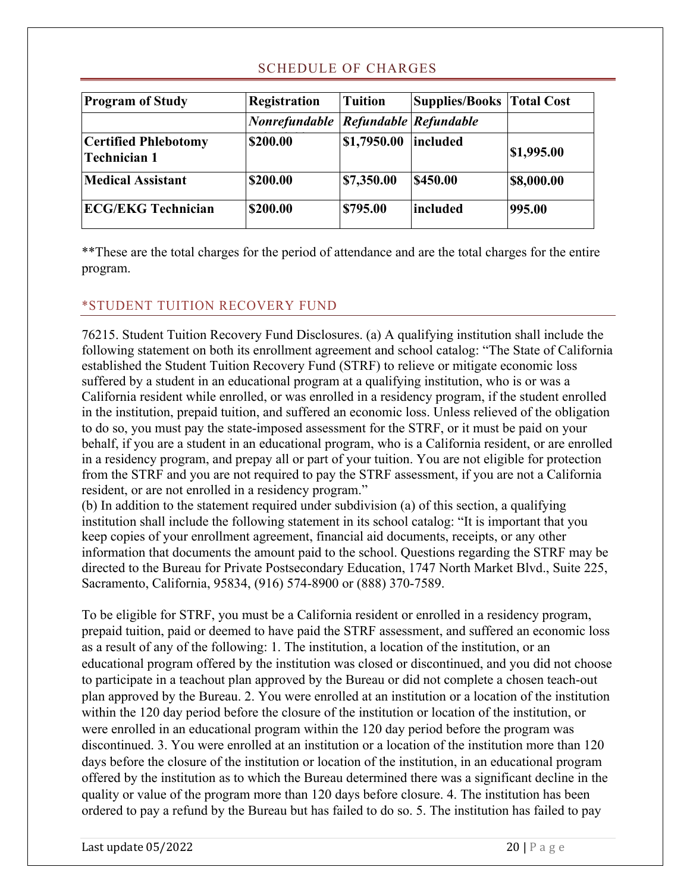## SCHEDULE OF CHARGES

| Program of Study | Registration | Tuition | Supplies/Books | Total Cost |
|---|---|---|---|---|
| | *Nonrefundable* | *Refundable* | *Refundable* | |
| **Certified Phlebotomy Technician 1** | **$200.00** | **$1,7950.00** | **included** | **$1,995.00** |
| **Medical Assistant** | **$200.00** | **$7,350.00** | **$450.00** | **$8,000.00** |
| **ECG/EKG Technician** | **$200.00** | **$795.00** | **included** | **995.00** |

**These are the total charges for the period of attendance and are the total charges for the entire program.

## *STUDENT TUITION RECOVERY FUND

76215. Student Tuition Recovery Fund Disclosures. (a) A qualifying institution shall include the following statement on both its enrollment agreement and school catalog: "The State of California established the Student Tuition Recovery Fund (STRF) to relieve or mitigate economic loss suffered by a student in an educational program at a qualifying institution, who is or was a California resident while enrolled, or was enrolled in a residency program, if the student enrolled in the institution, prepaid tuition, and suffered an economic loss. Unless relieved of the obligation to do so, you must pay the state-imposed assessment for the STRF, or it must be paid on your behalf, if you are a student in an educational program, who is a California resident, or are enrolled in a residency program, and prepay all or part of your tuition. You are not eligible for protection from the STRF and you are not required to pay the STRF assessment, if you are not a California resident, or are not enrolled in a residency program."
(b) In addition to the statement required under subdivision (a) of this section, a qualifying institution shall include the following statement in its school catalog: "It is important that you keep copies of your enrollment agreement, financial aid documents, receipts, or any other information that documents the amount paid to the school. Questions regarding the STRF may be directed to the Bureau for Private Postsecondary Education, 1747 North Market Blvd., Suite 225, Sacramento, California, 95834, (916) 574-8900 or (888) 370-7589.

To be eligible for STRF, you must be a California resident or enrolled in a residency program, prepaid tuition, paid or deemed to have paid the STRF assessment, and suffered an economic loss as a result of any of the following: 1. The institution, a location of the institution, or an educational program offered by the institution was closed or discontinued, and you did not choose to participate in a teachout plan approved by the Bureau or did not complete a chosen teach-out plan approved by the Bureau. 2. You were enrolled at an institution or a location of the institution within the 120 day period before the closure of the institution or location of the institution, or were enrolled in an educational program within the 120 day period before the program was discontinued. 3. You were enrolled at an institution or a location of the institution more than 120 days before the closure of the institution or location of the institution, in an educational program offered by the institution as to which the Bureau determined there was a significant decline in the quality or value of the program more than 120 days before closure. 4. The institution has been ordered to pay a refund by the Bureau but has failed to do so. 5. The institution has failed to pay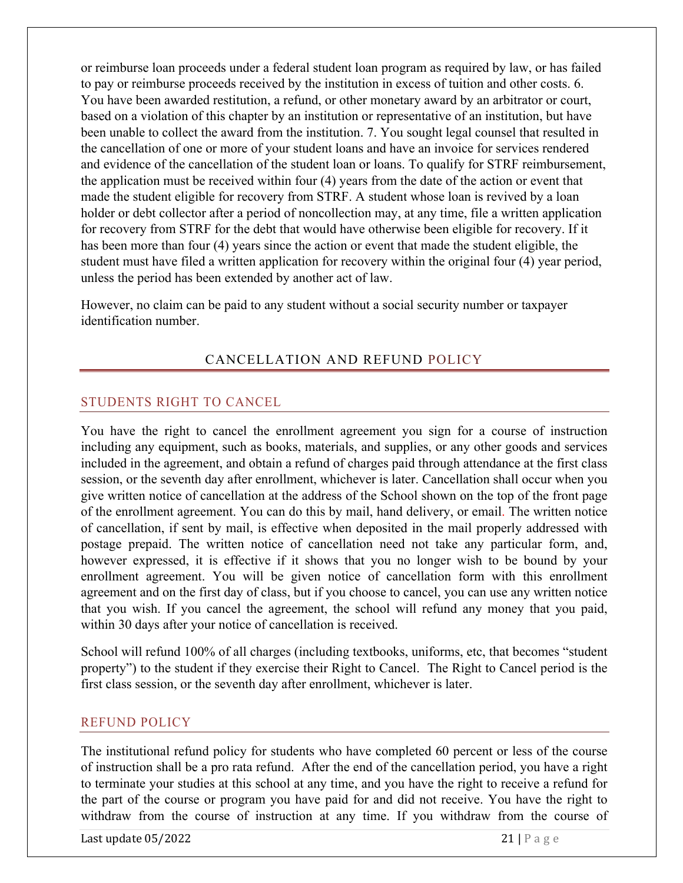or reimburse loan proceeds under a federal student loan program as required by law, or has failed to pay or reimburse proceeds received by the institution in excess of tuition and other costs. 6. You have been awarded restitution, a refund, or other monetary award by an arbitrator or court, based on a violation of this chapter by an institution or representative of an institution, but have been unable to collect the award from the institution. 7. You sought legal counsel that resulted in the cancellation of one or more of your student loans and have an invoice for services rendered and evidence of the cancellation of the student loan or loans. To qualify for STRF reimbursement, the application must be received within four (4) years from the date of the action or event that made the student eligible for recovery from STRF. A student whose loan is revived by a loan holder or debt collector after a period of noncollection may, at any time, file a written application for recovery from STRF for the debt that would have otherwise been eligible for recovery. If it has been more than four (4) years since the action or event that made the student eligible, the student must have filed a written application for recovery within the original four (4) year period, unless the period has been extended by another act of law.

However, no claim can be paid to any student without a social security number or taxpayer identification number.

## CANCELLATION AND REFUND POLICY

### STUDENTS RIGHT TO CANCEL

You have the right to cancel the enrollment agreement you sign for a course of instruction including any equipment, such as books, materials, and supplies, or any other goods and services included in the agreement, and obtain a refund of charges paid through attendance at the first class session, or the seventh day after enrollment, whichever is later. Cancellation shall occur when you give written notice of cancellation at the address of the School shown on the top of the front page of the enrollment agreement. You can do this by mail, hand delivery, or email. The written notice of cancellation, if sent by mail, is effective when deposited in the mail properly addressed with postage prepaid. The written notice of cancellation need not take any particular form, and, however expressed, it is effective if it shows that you no longer wish to be bound by your enrollment agreement. You will be given notice of cancellation form with this enrollment agreement and on the first day of class, but if you choose to cancel, you can use any written notice that you wish. If you cancel the agreement, the school will refund any money that you paid, within 30 days after your notice of cancellation is received.

School will refund 100% of all charges (including textbooks, uniforms, etc, that becomes "student property") to the student if they exercise their Right to Cancel. The Right to Cancel period is the first class session, or the seventh day after enrollment, whichever is later.

### REFUND POLICY

The institutional refund policy for students who have completed 60 percent or less of the course of instruction shall be a pro rata refund. After the end of the cancellation period, you have a right to terminate your studies at this school at any time, and you have the right to receive a refund for the part of the course or program you have paid for and did not receive. You have the right to withdraw from the course of instruction at any time. If you withdraw from the course of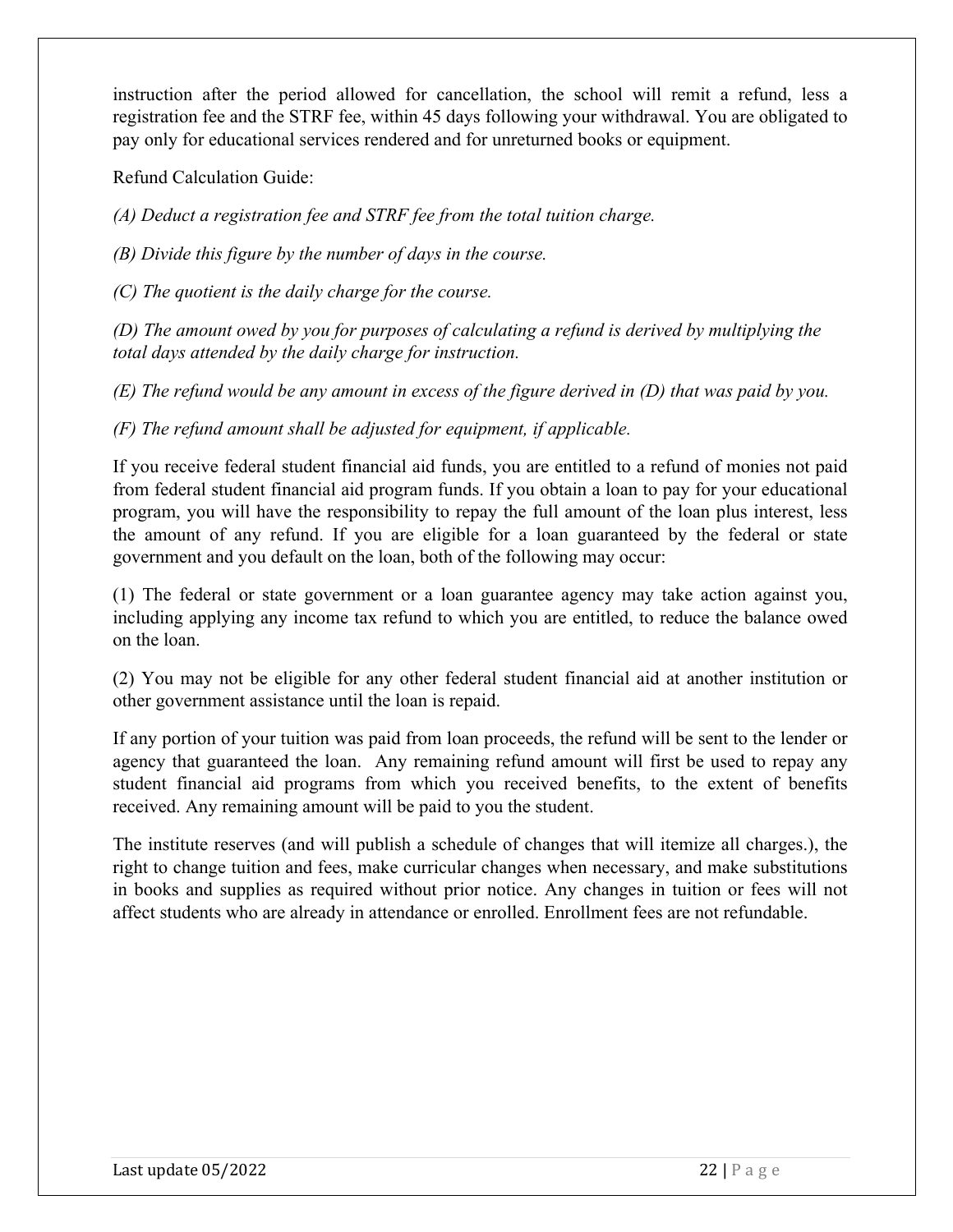instruction after the period allowed for cancellation, the school will remit a refund, less a registration fee and the STRF fee, within 45 days following your withdrawal. You are obligated to pay only for educational services rendered and for unreturned books or equipment.

Refund Calculation Guide:

*(A) Deduct a registration fee and STRF fee from the total tuition charge.*

*(B) Divide this figure by the number of days in the course.*

*(C) The quotient is the daily charge for the course.*

*(D) The amount owed by you for purposes of calculating a refund is derived by multiplying the total days attended by the daily charge for instruction.*

*(E) The refund would be any amount in excess of the figure derived in (D) that was paid by you.*

*(F) The refund amount shall be adjusted for equipment, if applicable.*

If you receive federal student financial aid funds, you are entitled to a refund of monies not paid from federal student financial aid program funds. If you obtain a loan to pay for your educational program, you will have the responsibility to repay the full amount of the loan plus interest, less the amount of any refund. If you are eligible for a loan guaranteed by the federal or state government and you default on the loan, both of the following may occur:

(1) The federal or state government or a loan guarantee agency may take action against you, including applying any income tax refund to which you are entitled, to reduce the balance owed on the loan.

(2) You may not be eligible for any other federal student financial aid at another institution or other government assistance until the loan is repaid.

If any portion of your tuition was paid from loan proceeds, the refund will be sent to the lender or agency that guaranteed the loan. Any remaining refund amount will first be used to repay any student financial aid programs from which you received benefits, to the extent of benefits received. Any remaining amount will be paid to you the student.

The institute reserves (and will publish a schedule of changes that will itemize all charges.), the right to change tuition and fees, make curricular changes when necessary, and make substitutions in books and supplies as required without prior notice. Any changes in tuition or fees will not affect students who are already in attendance or enrolled. Enrollment fees are not refundable.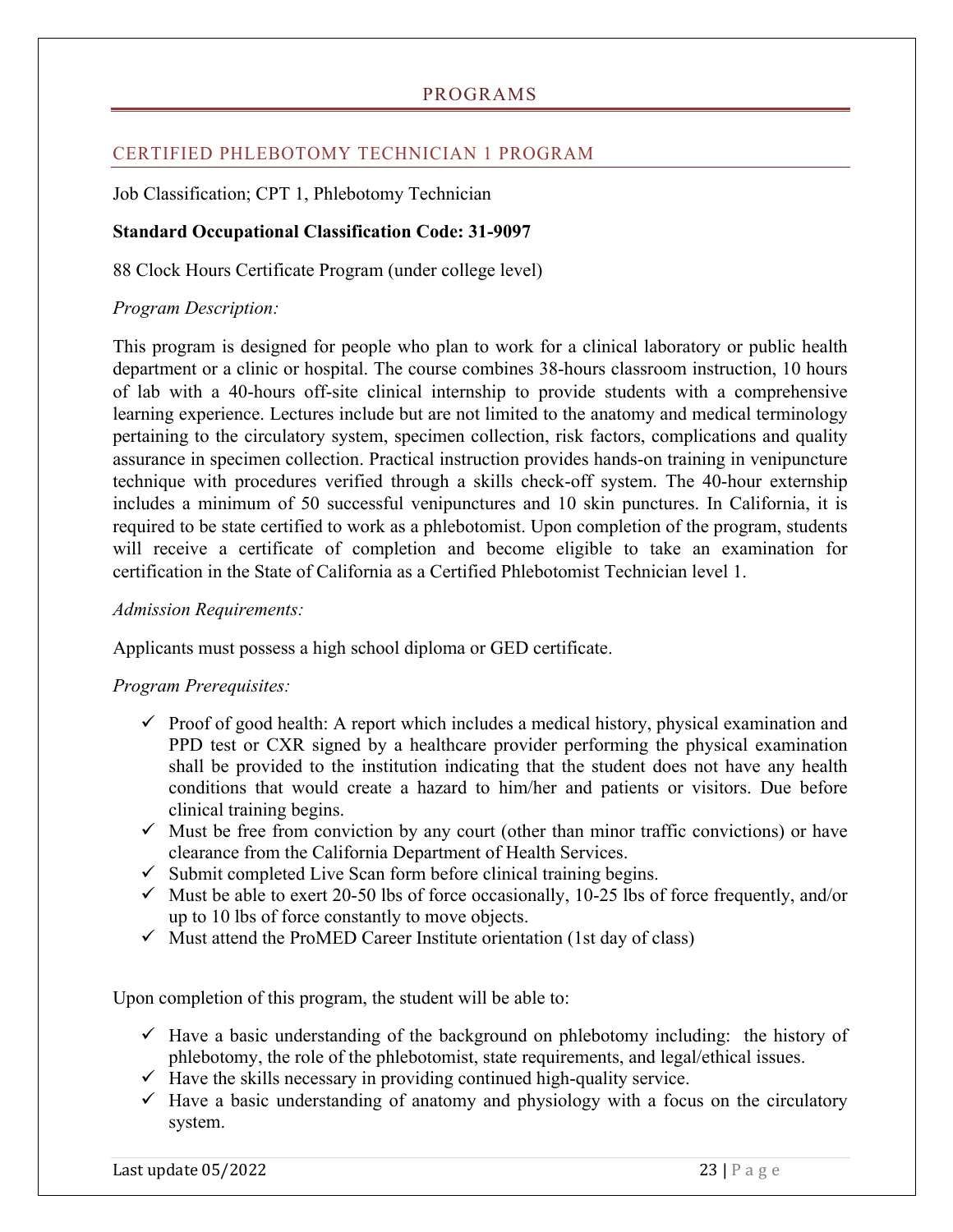# PROGRAMS

## CERTIFIED PHLEBOTOMY TECHNICIAN 1 PROGRAM

Job Classification; CPT 1, Phlebotomy Technician

**Standard Occupational Classification Code: 31-9097**

88 Clock Hours Certificate Program (under college level)

*Program Description:*

This program is designed for people who plan to work for a clinical laboratory or public health department or a clinic or hospital. The course combines 38-hours classroom instruction, 10 hours of lab with a 40-hours off-site clinical internship to provide students with a comprehensive learning experience. Lectures include but are not limited to the anatomy and medical terminology pertaining to the circulatory system, specimen collection, risk factors, complications and quality assurance in specimen collection. Practical instruction provides hands-on training in venipuncture technique with procedures verified through a skills check-off system. The 40-hour externship includes a minimum of 50 successful venipunctures and 10 skin punctures. In California, it is required to be state certified to work as a phlebotomist. Upon completion of the program, students will receive a certificate of completion and become eligible to take an examination for certification in the State of California as a Certified Phlebotomist Technician level 1.

*Admission Requirements:*

Applicants must possess a high school diploma or GED certificate.

*Program Prerequisites:*

- ✓ Proof of good health: A report which includes a medical history, physical examination and PPD test or CXR signed by a healthcare provider performing the physical examination shall be provided to the institution indicating that the student does not have any health conditions that would create a hazard to him/her and patients or visitors. Due before clinical training begins.
- ✓ Must be free from conviction by any court (other than minor traffic convictions) or have clearance from the California Department of Health Services.
- ✓ Submit completed Live Scan form before clinical training begins.
- ✓ Must be able to exert 20-50 lbs of force occasionally, 10-25 lbs of force frequently, and/or up to 10 lbs of force constantly to move objects.
- ✓ Must attend the ProMED Career Institute orientation (1st day of class)

Upon completion of this program, the student will be able to:

- ✓ Have a basic understanding of the background on phlebotomy including: the history of phlebotomy, the role of the phlebotomist, state requirements, and legal/ethical issues.
- ✓ Have the skills necessary in providing continued high-quality service.
- ✓ Have a basic understanding of anatomy and physiology with a focus on the circulatory system.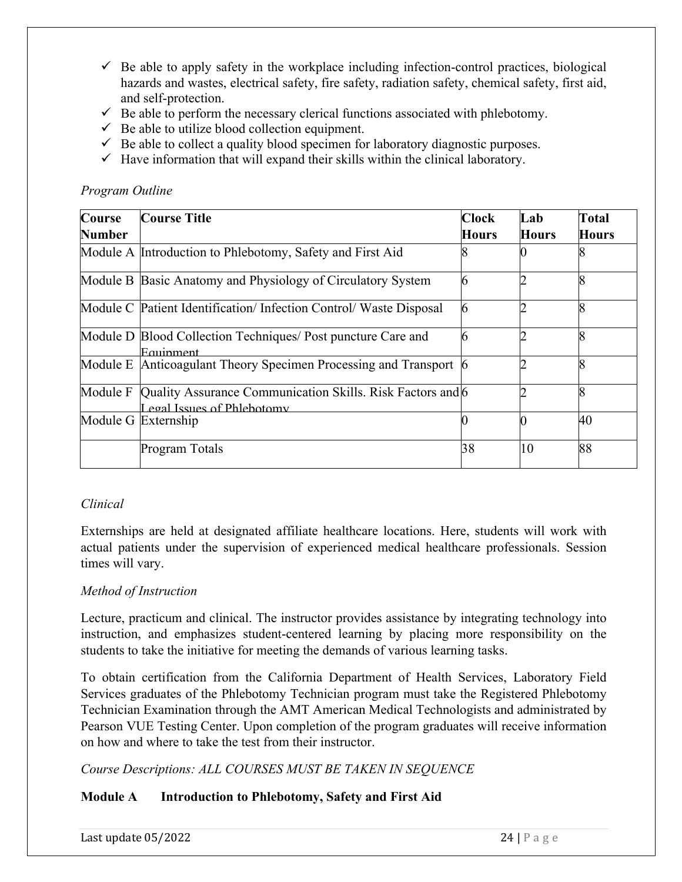- ✓ Be able to apply safety in the workplace including infection-control practices, biological hazards and wastes, electrical safety, fire safety, radiation safety, chemical safety, first aid, and self-protection.
- ✓ Be able to perform the necessary clerical functions associated with phlebotomy.
- ✓ Be able to utilize blood collection equipment.
- ✓ Be able to collect a quality blood specimen for laboratory diagnostic purposes.
- ✓ Have information that will expand their skills within the clinical laboratory.

*Program Outline*

| Course Number | Course Title | Clock Hours | Lab Hours | Total Hours |
|---|---|---|---|---|
| Module A | Introduction to Phlebotomy, Safety and First Aid | 8 | 0 | 8 |
| Module B | Basic Anatomy and Physiology of Circulatory System | 6 | 2 | 8 |
| Module C | Patient Identification/ Infection Control/ Waste Disposal | 6 | 2 | 8 |
| Module D | Blood Collection Techniques/ Post puncture Care and Equipment | 6 | 2 | 8 |
| Module E | Anticoagulant Theory Specimen Processing and Transport | 6 | 2 | 8 |
| Module F | Quality Assurance Communication Skills. Risk Factors and Legal Issues of Phlebotomy | 6 | 2 | 8 |
| Module G | Externship | 0 | 0 | 40 |
| | Program Totals | 38 | 10 | 88 |

*Clinical*

Externships are held at designated affiliate healthcare locations. Here, students will work with actual patients under the supervision of experienced medical healthcare professionals. Session times will vary.

*Method of Instruction*

Lecture, practicum and clinical. The instructor provides assistance by integrating technology into instruction, and emphasizes student-centered learning by placing more responsibility on the students to take the initiative for meeting the demands of various learning tasks.

To obtain certification from the California Department of Health Services, Laboratory Field Services graduates of the Phlebotomy Technician program must take the Registered Phlebotomy Technician Examination through the AMT American Medical Technologists and administrated by Pearson VUE Testing Center. Upon completion of the program graduates will receive information on how and where to take the test from their instructor.

*Course Descriptions: ALL COURSES MUST BE TAKEN IN SEQUENCE*

**Module A Introduction to Phlebotomy, Safety and First Aid**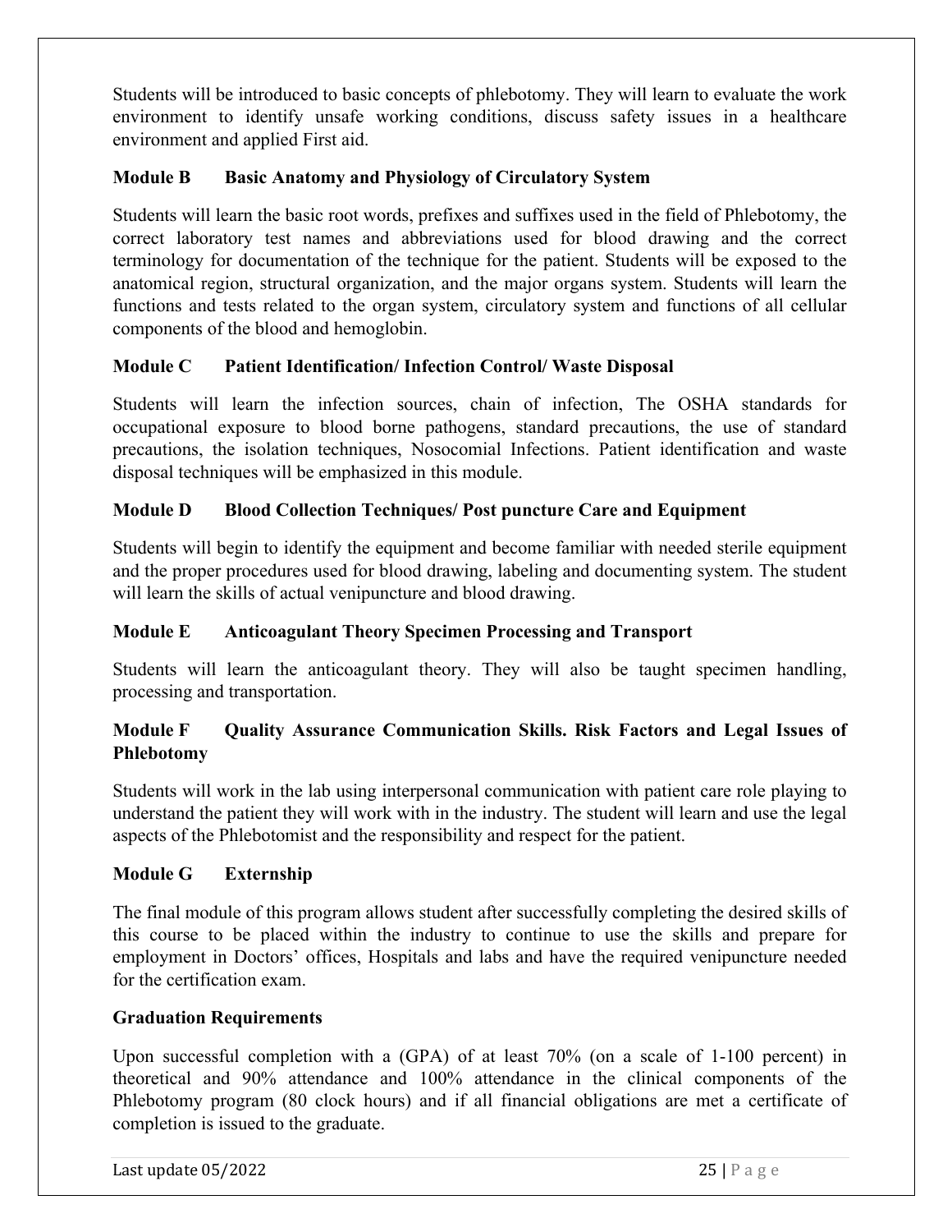Students will be introduced to basic concepts of phlebotomy. They will learn to evaluate the work environment to identify unsafe working conditions, discuss safety issues in a healthcare environment and applied First aid.

### Module B Basic Anatomy and Physiology of Circulatory System

Students will learn the basic root words, prefixes and suffixes used in the field of Phlebotomy, the correct laboratory test names and abbreviations used for blood drawing and the correct terminology for documentation of the technique for the patient. Students will be exposed to the anatomical region, structural organization, and the major organs system. Students will learn the functions and tests related to the organ system, circulatory system and functions of all cellular components of the blood and hemoglobin.

### Module C Patient Identification/ Infection Control/ Waste Disposal

Students will learn the infection sources, chain of infection, The OSHA standards for occupational exposure to blood borne pathogens, standard precautions, the use of standard precautions, the isolation techniques, Nosocomial Infections. Patient identification and waste disposal techniques will be emphasized in this module.

### Module D Blood Collection Techniques/ Post puncture Care and Equipment

Students will begin to identify the equipment and become familiar with needed sterile equipment and the proper procedures used for blood drawing, labeling and documenting system. The student will learn the skills of actual venipuncture and blood drawing.

### Module E Anticoagulant Theory Specimen Processing and Transport

Students will learn the anticoagulant theory. They will also be taught specimen handling, processing and transportation.

### Module F Quality Assurance Communication Skills. Risk Factors and Legal Issues of Phlebotomy

Students will work in the lab using interpersonal communication with patient care role playing to understand the patient they will work with in the industry. The student will learn and use the legal aspects of the Phlebotomist and the responsibility and respect for the patient.

### Module G Externship

The final module of this program allows student after successfully completing the desired skills of this course to be placed within the industry to continue to use the skills and prepare for employment in Doctors' offices, Hospitals and labs and have the required venipuncture needed for the certification exam.

### Graduation Requirements

Upon successful completion with a (GPA) of at least 70% (on a scale of 1-100 percent) in theoretical and 90% attendance and 100% attendance in the clinical components of the Phlebotomy program (80 clock hours) and if all financial obligations are met a certificate of completion is issued to the graduate.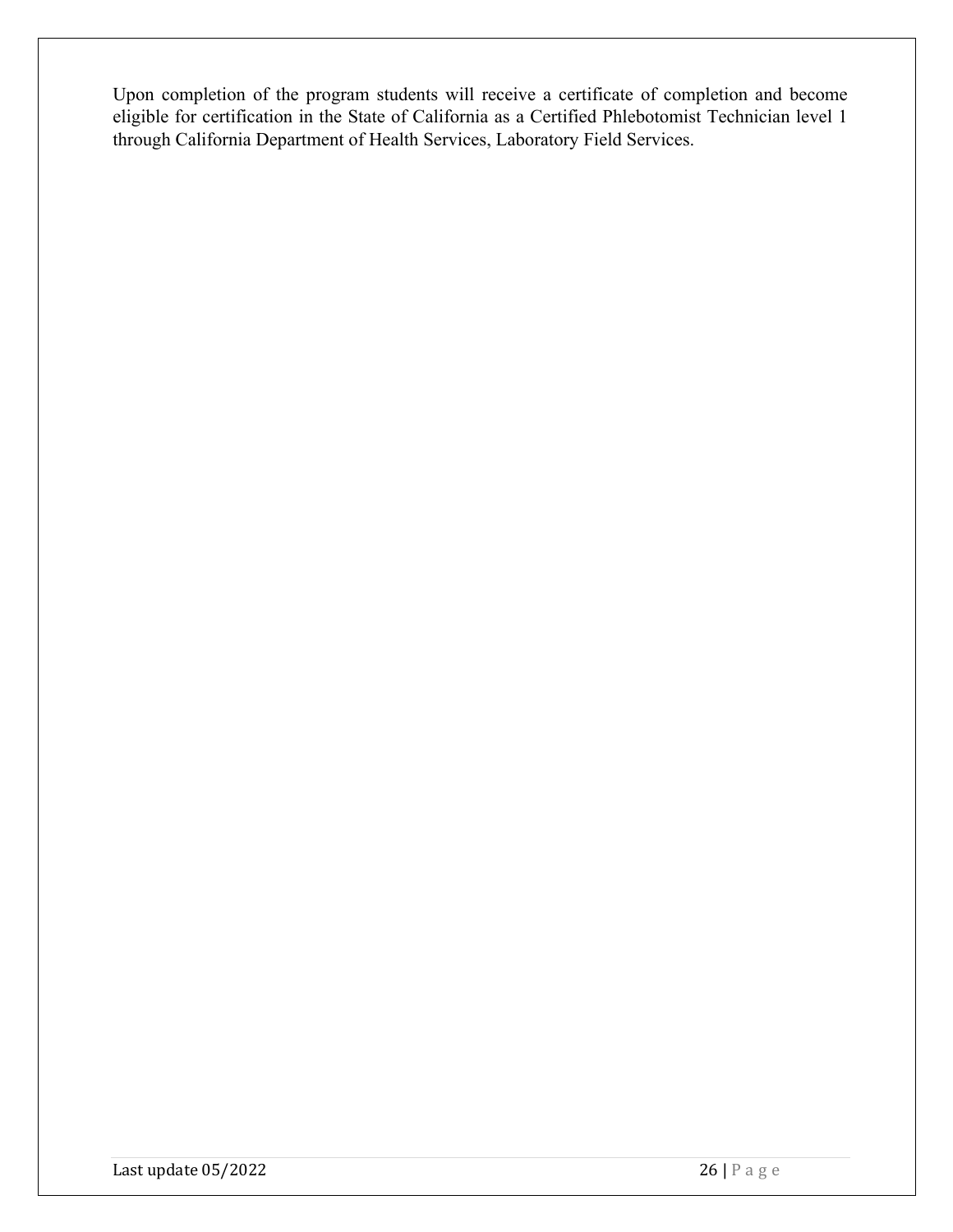Upon completion of the program students will receive a certificate of completion and become eligible for certification in the State of California as a Certified Phlebotomist Technician level 1 through California Department of Health Services, Laboratory Field Services.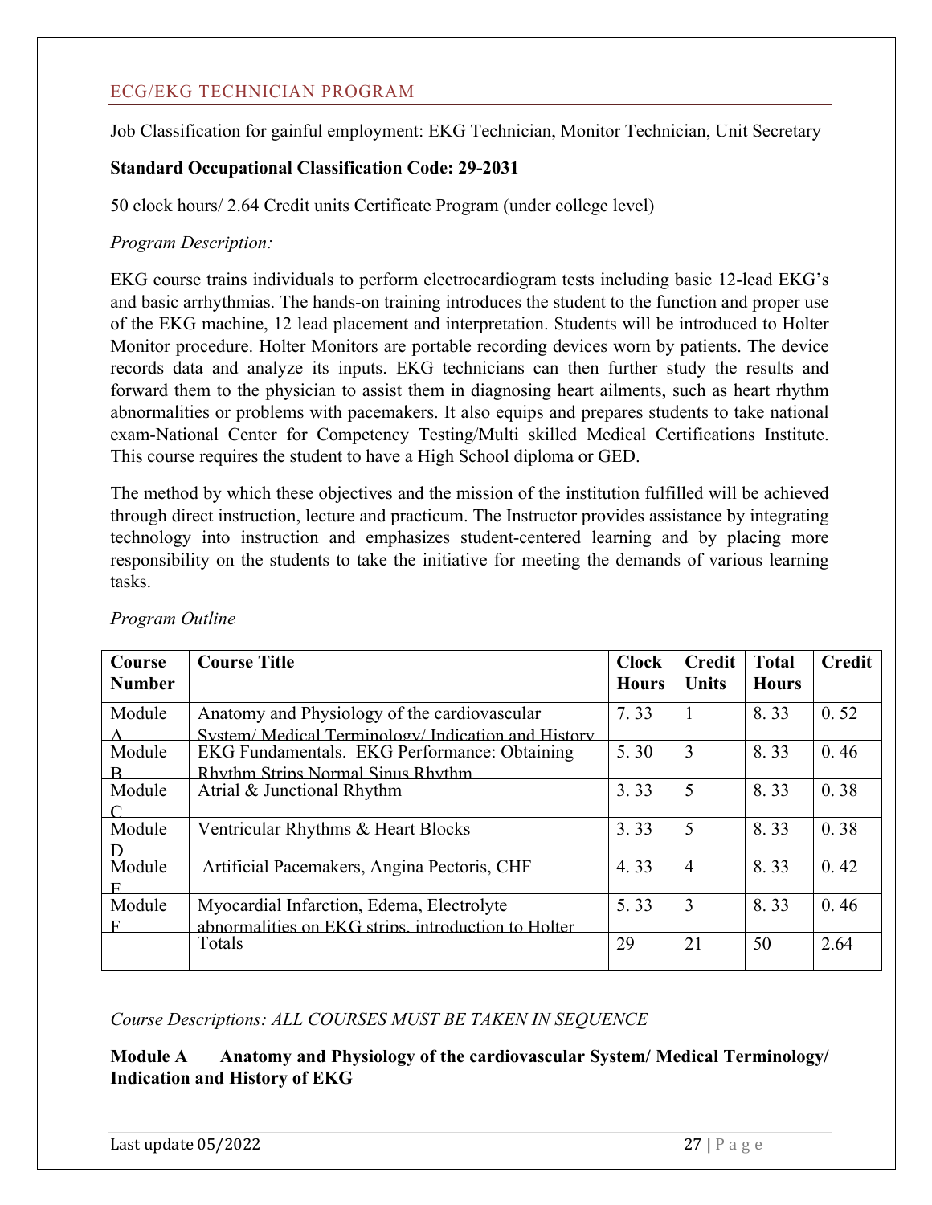## ECG/EKG TECHNICIAN PROGRAM

Job Classification for gainful employment: EKG Technician, Monitor Technician, Unit Secretary

**Standard Occupational Classification Code: 29-2031**

50 clock hours/ 2.64 Credit units Certificate Program (under college level)

*Program Description:*

EKG course trains individuals to perform electrocardiogram tests including basic 12-lead EKG's and basic arrhythmias. The hands-on training introduces the student to the function and proper use of the EKG machine, 12 lead placement and interpretation. Students will be introduced to Holter Monitor procedure. Holter Monitors are portable recording devices worn by patients. The device records data and analyze its inputs. EKG technicians can then further study the results and forward them to the physician to assist them in diagnosing heart ailments, such as heart rhythm abnormalities or problems with pacemakers. It also equips and prepares students to take national exam-National Center for Competency Testing/Multi skilled Medical Certifications Institute. This course requires the student to have a High School diploma or GED.

The method by which these objectives and the mission of the institution fulfilled will be achieved through direct instruction, lecture and practicum. The Instructor provides assistance by integrating technology into instruction and emphasizes student-centered learning and by placing more responsibility on the students to take the initiative for meeting the demands of various learning tasks.

*Program Outline*

| Course Number | Course Title | Clock Hours | Credit Units | Total Hours | Credit |
|---|---|---|---|---|---|
| Module A | Anatomy and Physiology of the cardiovascular System/ Medical Terminology/ Indication and History | 7. 33 | 1 | 8. 33 | 0. 52 |
| Module B | EKG Fundamentals. EKG Performance: Obtaining Rhythm Strips Normal Sinus Rhythm | 5. 30 | 3 | 8. 33 | 0. 46 |
| Module C | Atrial & Junctional Rhythm | 3. 33 | 5 | 8. 33 | 0. 38 |
| Module D | Ventricular Rhythms & Heart Blocks | 3. 33 | 5 | 8. 33 | 0. 38 |
| Module E | Artificial Pacemakers, Angina Pectoris, CHF | 4. 33 | 4 | 8. 33 | 0. 42 |
| Module F | Myocardial Infarction, Edema, Electrolyte abnormalities on EKG strips, introduction to Holter | 5. 33 | 3 | 8. 33 | 0. 46 |
| | Totals | 29 | 21 | 50 | 2.64 |

*Course Descriptions: ALL COURSES MUST BE TAKEN IN SEQUENCE*

**Module A Anatomy and Physiology of the cardiovascular System/ Medical Terminology/ Indication and History of EKG**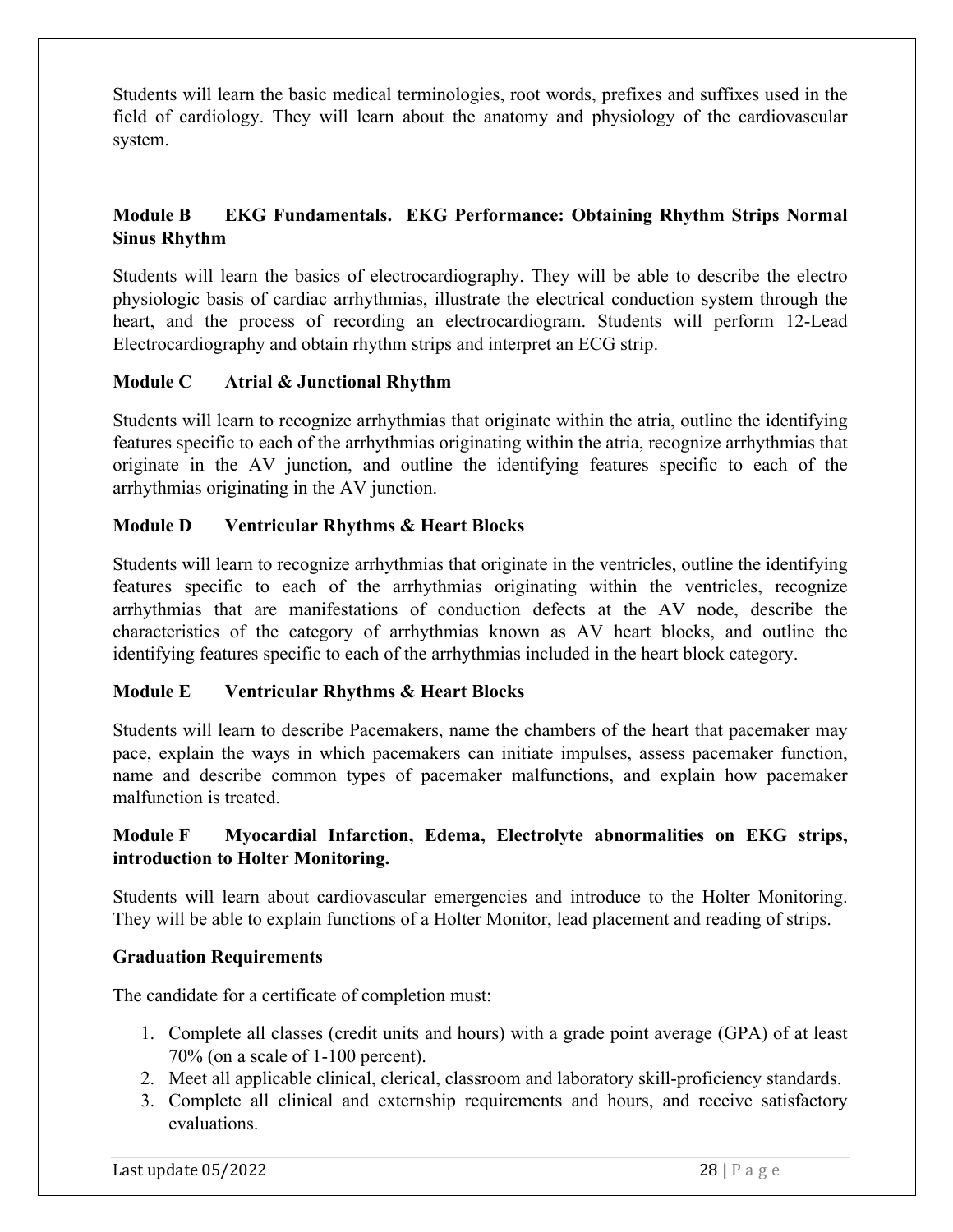Students will learn the basic medical terminologies, root words, prefixes and suffixes used in the field of cardiology. They will learn about the anatomy and physiology of the cardiovascular system.

**Module B EKG Fundamentals. EKG Performance: Obtaining Rhythm Strips Normal Sinus Rhythm**

Students will learn the basics of electrocardiography. They will be able to describe the electro physiologic basis of cardiac arrhythmias, illustrate the electrical conduction system through the heart, and the process of recording an electrocardiogram. Students will perform 12-Lead Electrocardiography and obtain rhythm strips and interpret an ECG strip.

**Module C Atrial & Junctional Rhythm**

Students will learn to recognize arrhythmias that originate within the atria, outline the identifying features specific to each of the arrhythmias originating within the atria, recognize arrhythmias that originate in the AV junction, and outline the identifying features specific to each of the arrhythmias originating in the AV junction.

**Module D Ventricular Rhythms & Heart Blocks**

Students will learn to recognize arrhythmias that originate in the ventricles, outline the identifying features specific to each of the arrhythmias originating within the ventricles, recognize arrhythmias that are manifestations of conduction defects at the AV node, describe the characteristics of the category of arrhythmias known as AV heart blocks, and outline the identifying features specific to each of the arrhythmias included in the heart block category.

**Module E Ventricular Rhythms & Heart Blocks**

Students will learn to describe Pacemakers, name the chambers of the heart that pacemaker may pace, explain the ways in which pacemakers can initiate impulses, assess pacemaker function, name and describe common types of pacemaker malfunctions, and explain how pacemaker malfunction is treated.

**Module F Myocardial Infarction, Edema, Electrolyte abnormalities on EKG strips, introduction to Holter Monitoring.**

Students will learn about cardiovascular emergencies and introduce to the Holter Monitoring. They will be able to explain functions of a Holter Monitor, lead placement and reading of strips.

**Graduation Requirements**

The candidate for a certificate of completion must:

1. Complete all classes (credit units and hours) with a grade point average (GPA) of at least 70% (on a scale of 1-100 percent).
2. Meet all applicable clinical, clerical, classroom and laboratory skill-proficiency standards.
3. Complete all clinical and externship requirements and hours, and receive satisfactory evaluations.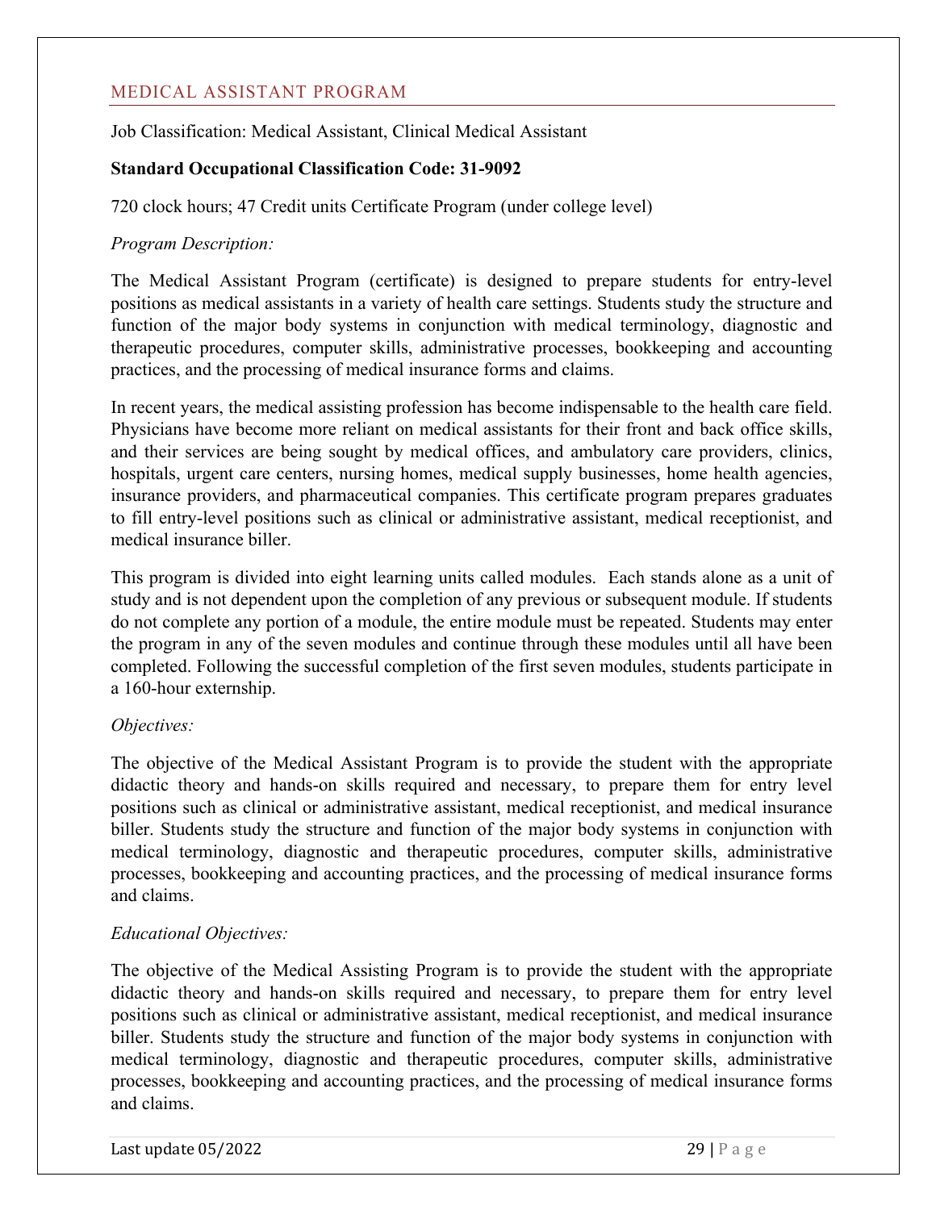## MEDICAL ASSISTANT PROGRAM

Job Classification: Medical Assistant, Clinical Medical Assistant

**Standard Occupational Classification Code: 31-9092**

720 clock hours; 47 Credit units Certificate Program (under college level)

*Program Description:*

The Medical Assistant Program (certificate) is designed to prepare students for entry-level positions as medical assistants in a variety of health care settings. Students study the structure and function of the major body systems in conjunction with medical terminology, diagnostic and therapeutic procedures, computer skills, administrative processes, bookkeeping and accounting practices, and the processing of medical insurance forms and claims.

In recent years, the medical assisting profession has become indispensable to the health care field. Physicians have become more reliant on medical assistants for their front and back office skills, and their services are being sought by medical offices, and ambulatory care providers, clinics, hospitals, urgent care centers, nursing homes, medical supply businesses, home health agencies, insurance providers, and pharmaceutical companies. This certificate program prepares graduates to fill entry-level positions such as clinical or administrative assistant, medical receptionist, and medical insurance biller.

This program is divided into eight learning units called modules. Each stands alone as a unit of study and is not dependent upon the completion of any previous or subsequent module. If students do not complete any portion of a module, the entire module must be repeated. Students may enter the program in any of the seven modules and continue through these modules until all have been completed. Following the successful completion of the first seven modules, students participate in a 160-hour externship.

*Objectives:*

The objective of the Medical Assistant Program is to provide the student with the appropriate didactic theory and hands-on skills required and necessary, to prepare them for entry level positions such as clinical or administrative assistant, medical receptionist, and medical insurance biller. Students study the structure and function of the major body systems in conjunction with medical terminology, diagnostic and therapeutic procedures, computer skills, administrative processes, bookkeeping and accounting practices, and the processing of medical insurance forms and claims.

*Educational Objectives:*

The objective of the Medical Assisting Program is to provide the student with the appropriate didactic theory and hands-on skills required and necessary, to prepare them for entry level positions such as clinical or administrative assistant, medical receptionist, and medical insurance biller. Students study the structure and function of the major body systems in conjunction with medical terminology, diagnostic and therapeutic procedures, computer skills, administrative processes, bookkeeping and accounting practices, and the processing of medical insurance forms and claims.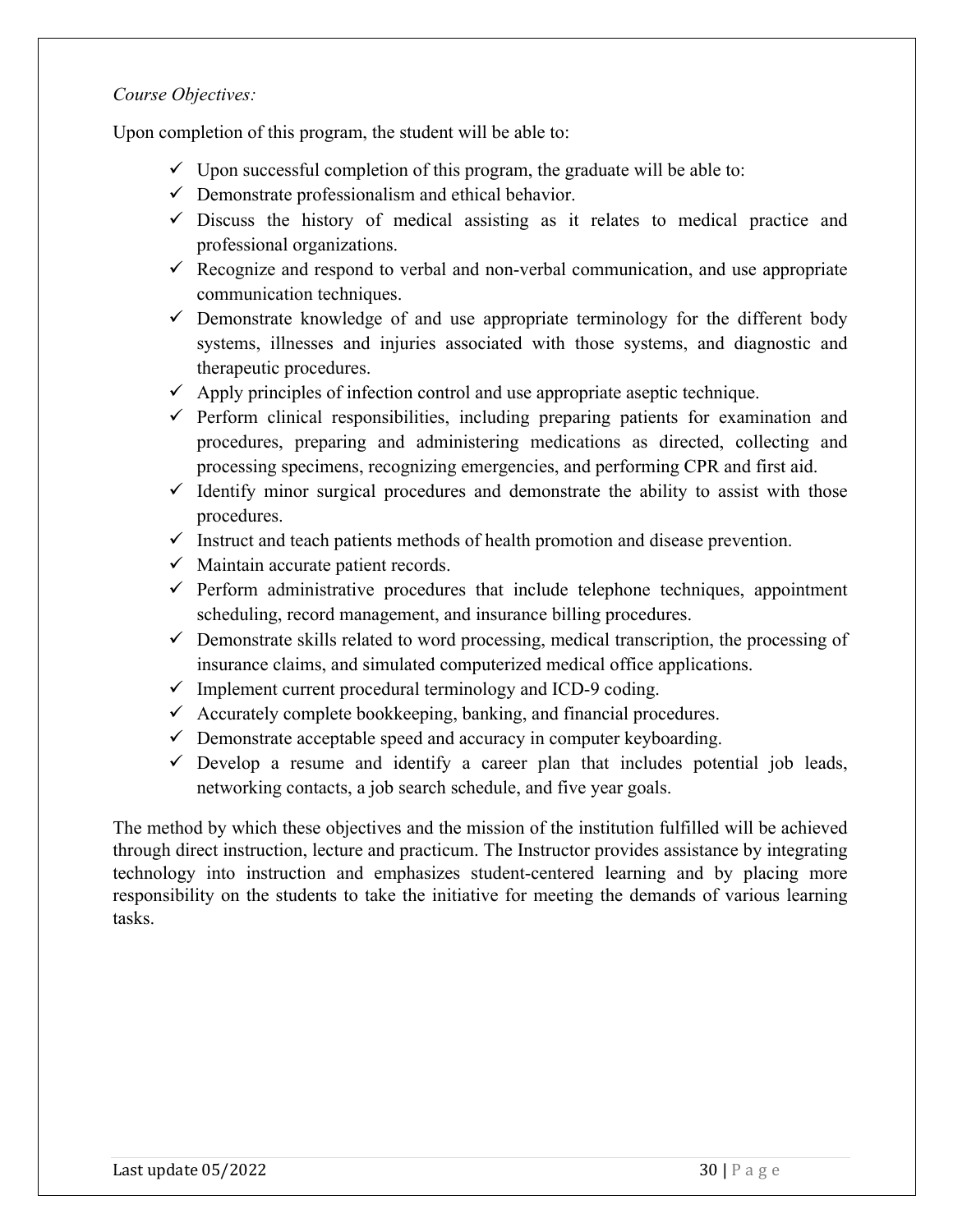*Course Objectives:*

Upon completion of this program, the student will be able to:

- ✓ Upon successful completion of this program, the graduate will be able to:
- ✓ Demonstrate professionalism and ethical behavior.
- ✓ Discuss the history of medical assisting as it relates to medical practice and professional organizations.
- ✓ Recognize and respond to verbal and non-verbal communication, and use appropriate communication techniques.
- ✓ Demonstrate knowledge of and use appropriate terminology for the different body systems, illnesses and injuries associated with those systems, and diagnostic and therapeutic procedures.
- ✓ Apply principles of infection control and use appropriate aseptic technique.
- ✓ Perform clinical responsibilities, including preparing patients for examination and procedures, preparing and administering medications as directed, collecting and processing specimens, recognizing emergencies, and performing CPR and first aid.
- ✓ Identify minor surgical procedures and demonstrate the ability to assist with those procedures.
- ✓ Instruct and teach patients methods of health promotion and disease prevention.
- ✓ Maintain accurate patient records.
- ✓ Perform administrative procedures that include telephone techniques, appointment scheduling, record management, and insurance billing procedures.
- ✓ Demonstrate skills related to word processing, medical transcription, the processing of insurance claims, and simulated computerized medical office applications.
- ✓ Implement current procedural terminology and ICD-9 coding.
- ✓ Accurately complete bookkeeping, banking, and financial procedures.
- ✓ Demonstrate acceptable speed and accuracy in computer keyboarding.
- ✓ Develop a resume and identify a career plan that includes potential job leads, networking contacts, a job search schedule, and five year goals.

The method by which these objectives and the mission of the institution fulfilled will be achieved through direct instruction, lecture and practicum. The Instructor provides assistance by integrating technology into instruction and emphasizes student-centered learning and by placing more responsibility on the students to take the initiative for meeting the demands of various learning tasks.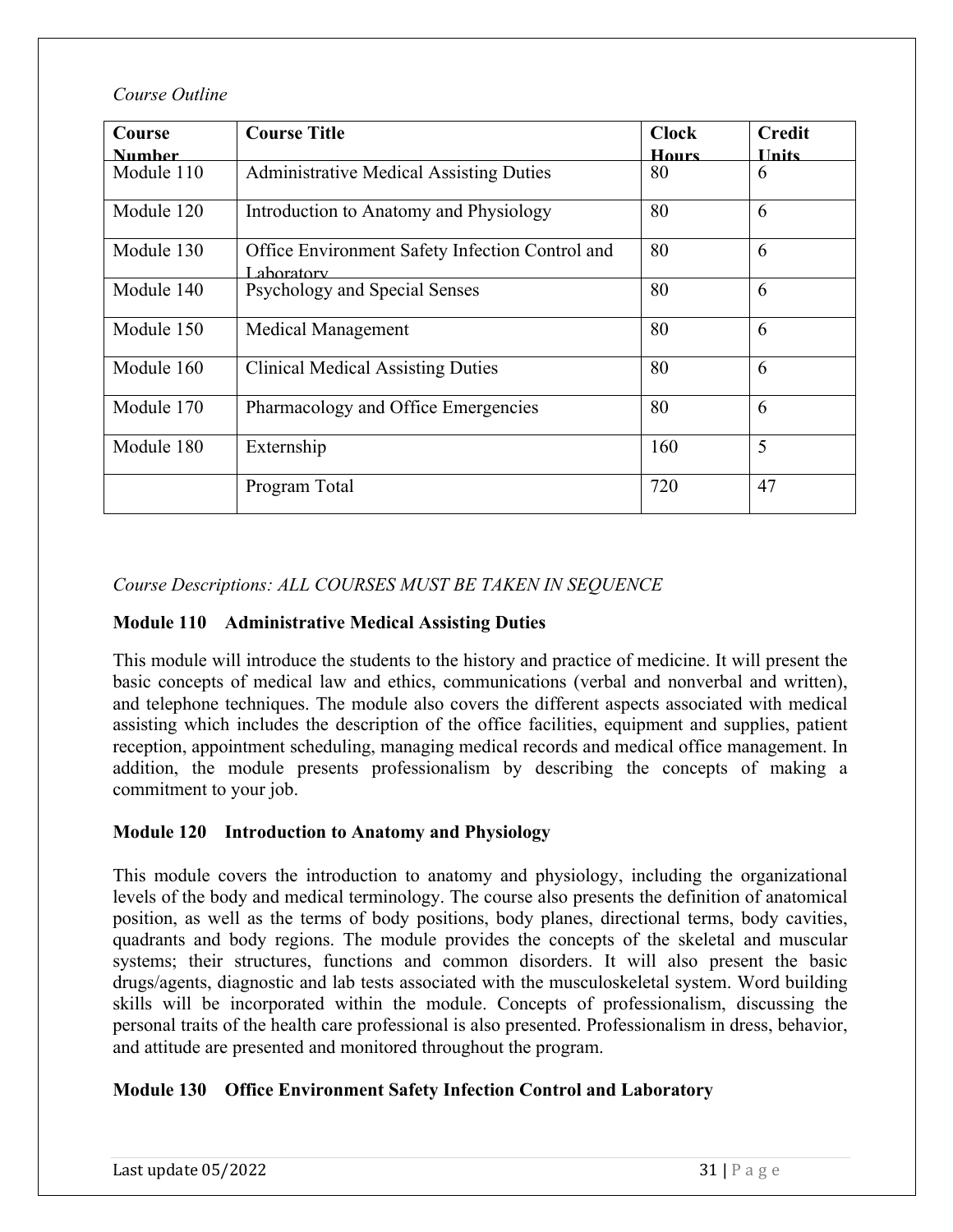*Course Outline*

| Course Number | Course Title | Clock Hours | Credit Units |
|---|---|---|---|
| Module 110 | Administrative Medical Assisting Duties | 80 | 6 |
| Module 120 | Introduction to Anatomy and Physiology | 80 | 6 |
| Module 130 | Office Environment Safety Infection Control and Laboratory | 80 | 6 |
| Module 140 | Psychology and Special Senses | 80 | 6 |
| Module 150 | Medical Management | 80 | 6 |
| Module 160 | Clinical Medical Assisting Duties | 80 | 6 |
| Module 170 | Pharmacology and Office Emergencies | 80 | 6 |
| Module 180 | Externship | 160 | 5 |
| | Program Total | 720 | 47 |

*Course Descriptions: ALL COURSES MUST BE TAKEN IN SEQUENCE*

**Module 110 Administrative Medical Assisting Duties**

This module will introduce the students to the history and practice of medicine. It will present the basic concepts of medical law and ethics, communications (verbal and nonverbal and written), and telephone techniques. The module also covers the different aspects associated with medical assisting which includes the description of the office facilities, equipment and supplies, patient reception, appointment scheduling, managing medical records and medical office management. In addition, the module presents professionalism by describing the concepts of making a commitment to your job.

**Module 120 Introduction to Anatomy and Physiology**

This module covers the introduction to anatomy and physiology, including the organizational levels of the body and medical terminology. The course also presents the definition of anatomical position, as well as the terms of body positions, body planes, directional terms, body cavities, quadrants and body regions. The module provides the concepts of the skeletal and muscular systems; their structures, functions and common disorders. It will also present the basic drugs/agents, diagnostic and lab tests associated with the musculoskeletal system. Word building skills will be incorporated within the module. Concepts of professionalism, discussing the personal traits of the health care professional is also presented. Professionalism in dress, behavior, and attitude are presented and monitored throughout the program.

**Module 130 Office Environment Safety Infection Control and Laboratory**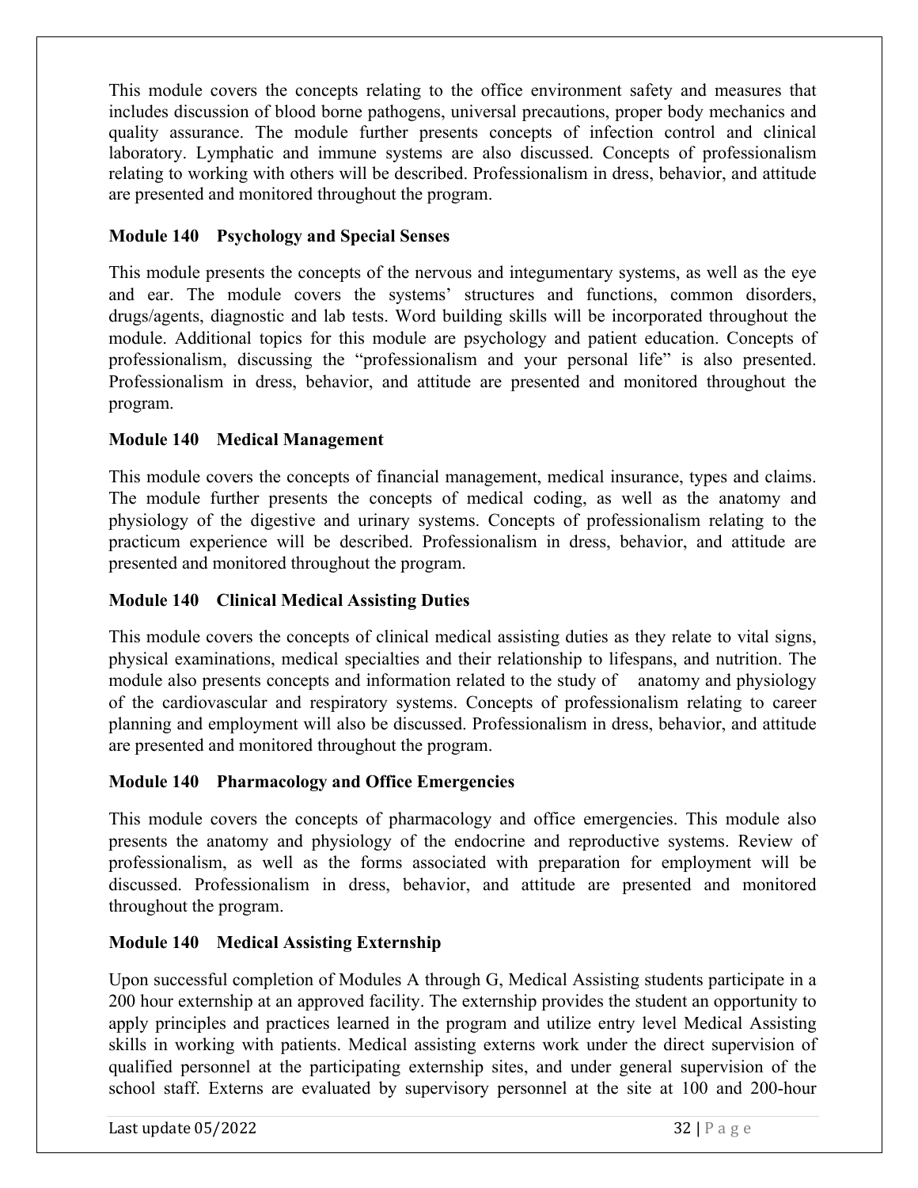This module covers the concepts relating to the office environment safety and measures that includes discussion of blood borne pathogens, universal precautions, proper body mechanics and quality assurance. The module further presents concepts of infection control and clinical laboratory. Lymphatic and immune systems are also discussed. Concepts of professionalism relating to working with others will be described. Professionalism in dress, behavior, and attitude are presented and monitored throughout the program.

**Module 140 Psychology and Special Senses**

This module presents the concepts of the nervous and integumentary systems, as well as the eye and ear. The module covers the systems' structures and functions, common disorders, drugs/agents, diagnostic and lab tests. Word building skills will be incorporated throughout the module. Additional topics for this module are psychology and patient education. Concepts of professionalism, discussing the "professionalism and your personal life" is also presented. Professionalism in dress, behavior, and attitude are presented and monitored throughout the program.

**Module 140 Medical Management**

This module covers the concepts of financial management, medical insurance, types and claims. The module further presents the concepts of medical coding, as well as the anatomy and physiology of the digestive and urinary systems. Concepts of professionalism relating to the practicum experience will be described. Professionalism in dress, behavior, and attitude are presented and monitored throughout the program.

**Module 140 Clinical Medical Assisting Duties**

This module covers the concepts of clinical medical assisting duties as they relate to vital signs, physical examinations, medical specialties and their relationship to lifespans, and nutrition. The module also presents concepts and information related to the study of anatomy and physiology of the cardiovascular and respiratory systems. Concepts of professionalism relating to career planning and employment will also be discussed. Professionalism in dress, behavior, and attitude are presented and monitored throughout the program.

**Module 140 Pharmacology and Office Emergencies**

This module covers the concepts of pharmacology and office emergencies. This module also presents the anatomy and physiology of the endocrine and reproductive systems. Review of professionalism, as well as the forms associated with preparation for employment will be discussed. Professionalism in dress, behavior, and attitude are presented and monitored throughout the program.

**Module 140 Medical Assisting Externship**

Upon successful completion of Modules A through G, Medical Assisting students participate in a 200 hour externship at an approved facility. The externship provides the student an opportunity to apply principles and practices learned in the program and utilize entry level Medical Assisting skills in working with patients. Medical assisting externs work under the direct supervision of qualified personnel at the participating externship sites, and under general supervision of the school staff. Externs are evaluated by supervisory personnel at the site at 100 and 200-hour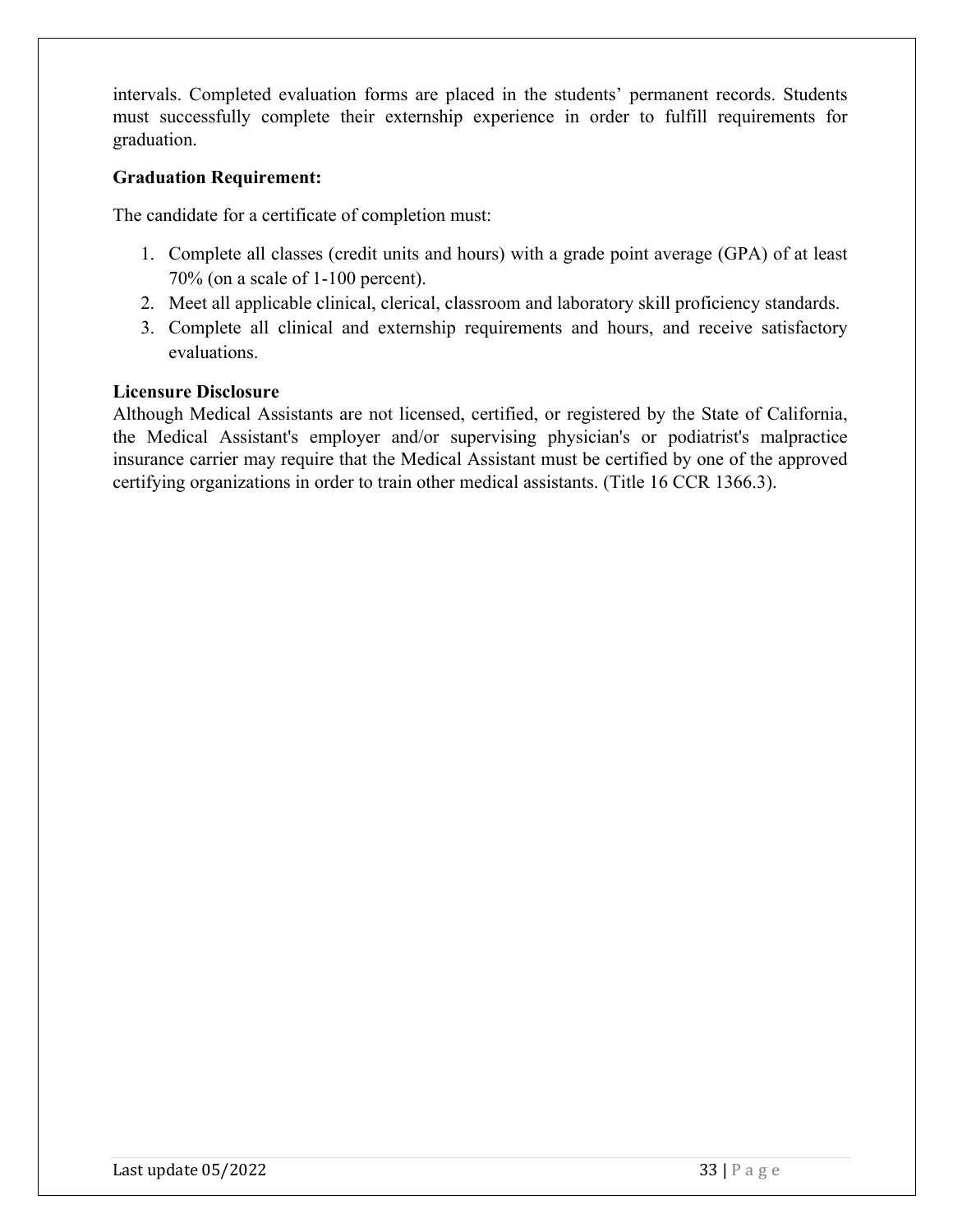intervals. Completed evaluation forms are placed in the students' permanent records. Students must successfully complete their externship experience in order to fulfill requirements for graduation.

**Graduation Requirement:**

The candidate for a certificate of completion must:

1. Complete all classes (credit units and hours) with a grade point average (GPA) of at least 70% (on a scale of 1-100 percent).
2. Meet all applicable clinical, clerical, classroom and laboratory skill proficiency standards.
3. Complete all clinical and externship requirements and hours, and receive satisfactory evaluations.

**Licensure Disclosure**

Although Medical Assistants are not licensed, certified, or registered by the State of California, the Medical Assistant's employer and/or supervising physician's or podiatrist's malpractice insurance carrier may require that the Medical Assistant must be certified by one of the approved certifying organizations in order to train other medical assistants. (Title 16 CCR 1366.3).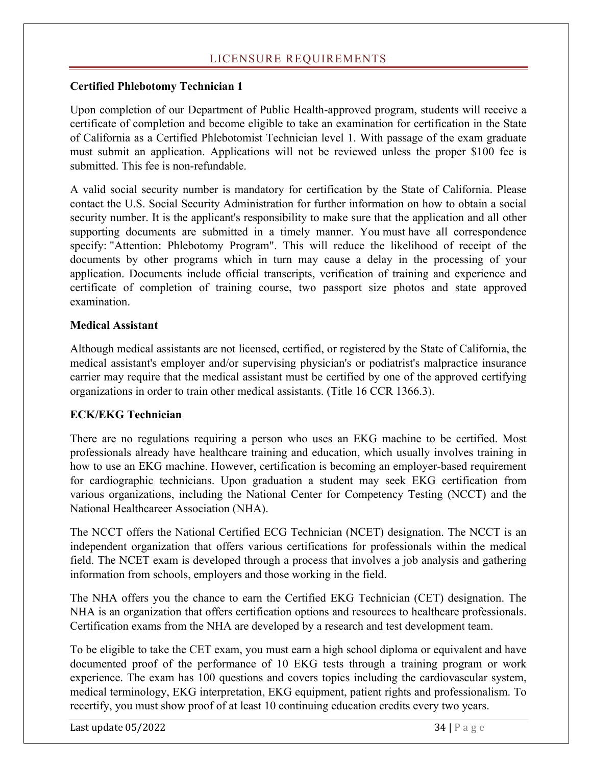## LICENSURE REQUIREMENTS

**Certified Phlebotomy Technician 1**

Upon completion of our Department of Public Health-approved program, students will receive a certificate of completion and become eligible to take an examination for certification in the State of California as a Certified Phlebotomist Technician level 1. With passage of the exam graduate must submit an application. Applications will not be reviewed unless the proper $100 fee is submitted. This fee is non-refundable.

A valid social security number is mandatory for certification by the State of California. Please contact the U.S. Social Security Administration for further information on how to obtain a social security number. It is the applicant's responsibility to make sure that the application and all other supporting documents are submitted in a timely manner. You must have all correspondence specify: "Attention: Phlebotomy Program". This will reduce the likelihood of receipt of the documents by other programs which in turn may cause a delay in the processing of your application. Documents include official transcripts, verification of training and experience and certificate of completion of training course, two passport size photos and state approved examination.

**Medical Assistant**

Although medical assistants are not licensed, certified, or registered by the State of California, the medical assistant's employer and/or supervising physician's or podiatrist's malpractice insurance carrier may require that the medical assistant must be certified by one of the approved certifying organizations in order to train other medical assistants. (Title 16 CCR 1366.3).

**ECK/EKG Technician**

There are no regulations requiring a person who uses an EKG machine to be certified. Most professionals already have healthcare training and education, which usually involves training in how to use an EKG machine. However, certification is becoming an employer-based requirement for cardiographic technicians. Upon graduation a student may seek EKG certification from various organizations, including the National Center for Competency Testing (NCCT) and the National Healthcareer Association (NHA).

The NCCT offers the National Certified ECG Technician (NCET) designation. The NCCT is an independent organization that offers various certifications for professionals within the medical field. The NCET exam is developed through a process that involves a job analysis and gathering information from schools, employers and those working in the field.

The NHA offers you the chance to earn the Certified EKG Technician (CET) designation. The NHA is an organization that offers certification options and resources to healthcare professionals. Certification exams from the NHA are developed by a research and test development team.

To be eligible to take the CET exam, you must earn a high school diploma or equivalent and have documented proof of the performance of 10 EKG tests through a training program or work experience. The exam has 100 questions and covers topics including the cardiovascular system, medical terminology, EKG interpretation, EKG equipment, patient rights and professionalism. To recertify, you must show proof of at least 10 continuing education credits every two years.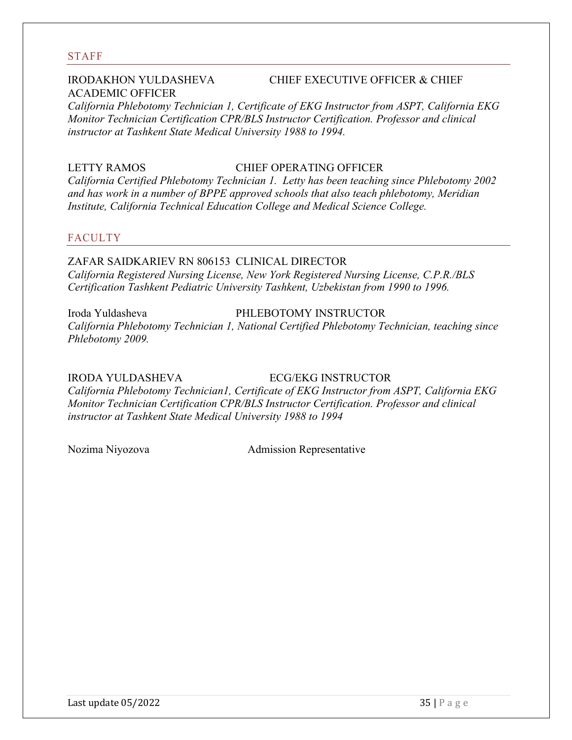## STAFF

IRODAKHON YULDASHEVA CHIEF EXECUTIVE OFFICER & CHIEF ACADEMIC OFFICER

*California Phlebotomy Technician 1, Certificate of EKG Instructor from ASPT, California EKG Monitor Technician Certification CPR/BLS Instructor Certification. Professor and clinical instructor at Tashkent State Medical University 1988 to 1994.*

LETTY RAMOS CHIEF OPERATING OFFICER

*California Certified Phlebotomy Technician 1. Letty has been teaching since Phlebotomy 2002 and has work in a number of BPPE approved schools that also teach phlebotomy, Meridian Institute, California Technical Education College and Medical Science College.*

## FACULTY

ZAFAR SAIDKARIEV RN 806153 CLINICAL DIRECTOR

*California Registered Nursing License, New York Registered Nursing License, C.P.R./BLS Certification Tashkent Pediatric University Tashkent, Uzbekistan from 1990 to 1996.*

Iroda Yuldasheva PHLEBOTOMY INSTRUCTOR

*California Phlebotomy Technician 1, National Certified Phlebotomy Technician, teaching since Phlebotomy 2009.*

IRODA YULDASHEVA ECG/EKG INSTRUCTOR

*California Phlebotomy Technician1, Certificate of EKG Instructor from ASPT, California EKG Monitor Technician Certification CPR/BLS Instructor Certification. Professor and clinical instructor at Tashkent State Medical University 1988 to 1994*

Nozima Niyozova Admission Representative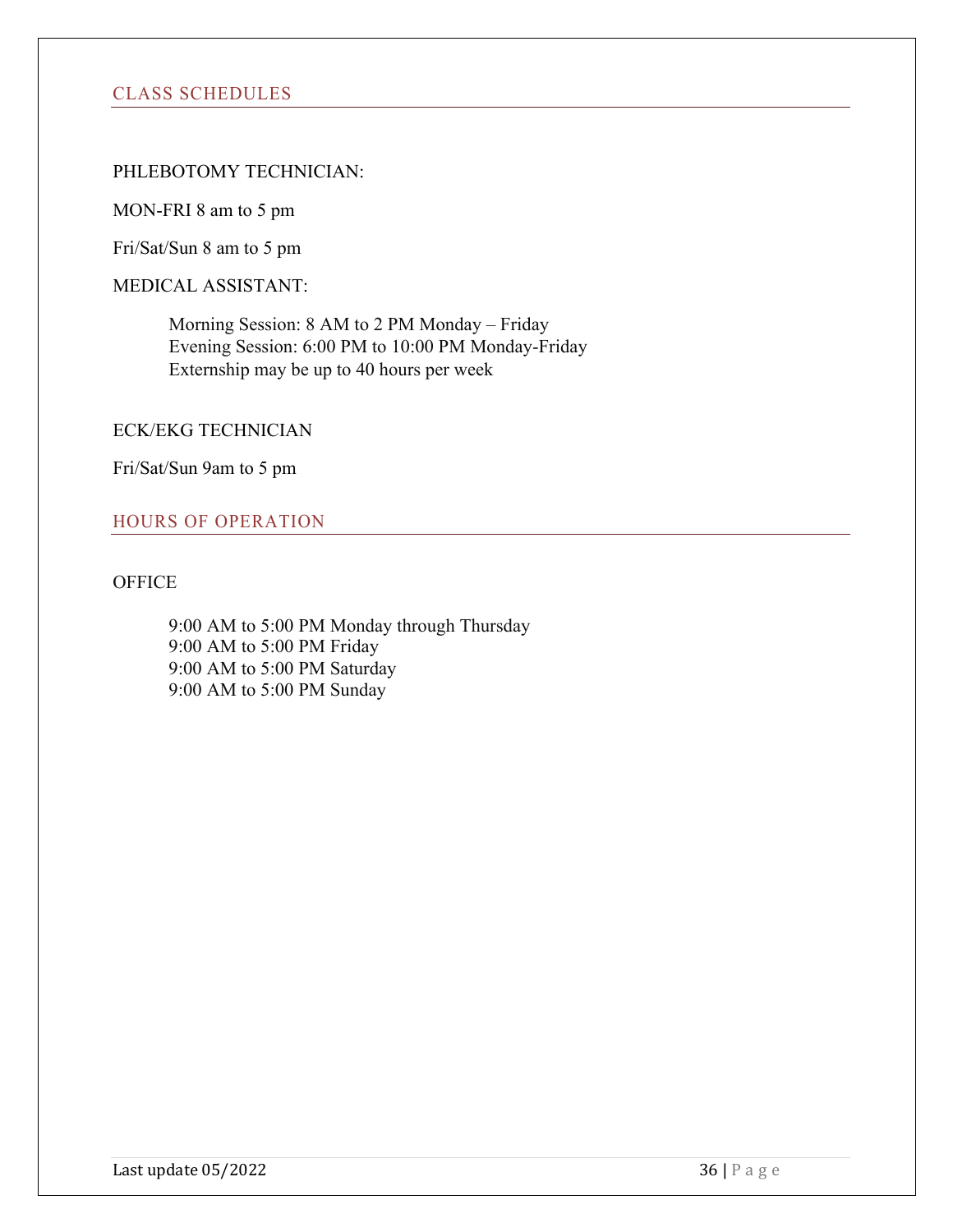## CLASS SCHEDULES

PHLEBOTOMY TECHNICIAN:

MON-FRI 8 am to 5 pm

Fri/Sat/Sun 8 am to 5 pm

MEDICAL ASSISTANT:

Morning Session: 8 AM to 2 PM Monday – Friday
Evening Session: 6:00 PM to 10:00 PM Monday-Friday
Externship may be up to 40 hours per week

ECK/EKG TECHNICIAN

Fri/Sat/Sun 9am to 5 pm

## HOURS OF OPERATION

OFFICE

9:00 AM to 5:00 PM Monday through Thursday
9:00 AM to 5:00 PM Friday
9:00 AM to 5:00 PM Saturday
9:00 AM to 5:00 PM Sunday